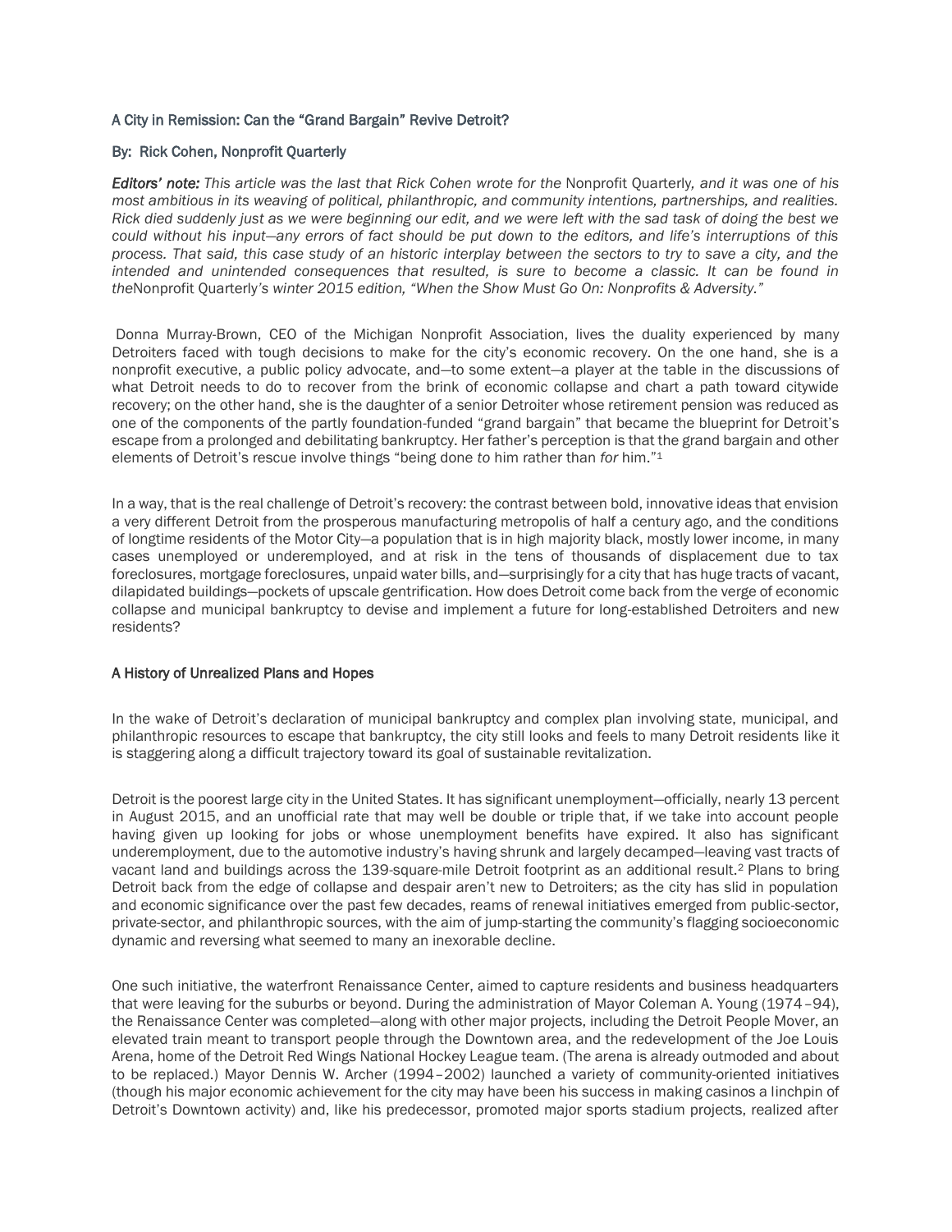# A City in Remission: Can the "Grand Bargain" Revive Detroit?

By: Rick Cohen, Nonprofit Quarterly

***Editors' note:*** *This article was the last that Rick Cohen wrote for the* Nonprofit Quarterly*, and it was one of his most ambitious in its weaving of political, philanthropic, and community intentions, partnerships, and realities. Rick died suddenly just as we were beginning our edit, and we were left with the sad task of doing the best we could without his input—any errors of fact should be put down to the editors, and life's interruptions of this process. That said, this case study of an historic interplay between the sectors to try to save a city, and the intended and unintended consequences that resulted, is sure to become a classic. It can be found in the*Nonprofit Quarterly*'s winter 2015 edition, "When the Show Must Go On: Nonprofits & Adversity."*

Donna Murray-Brown, CEO of the Michigan Nonprofit Association, lives the duality experienced by many Detroiters faced with tough decisions to make for the city's economic recovery. On the one hand, she is a nonprofit executive, a public policy advocate, and—to some extent—a player at the table in the discussions of what Detroit needs to do to recover from the brink of economic collapse and chart a path toward citywide recovery; on the other hand, she is the daughter of a senior Detroiter whose retirement pension was reduced as one of the components of the partly foundation-funded "grand bargain" that became the blueprint for Detroit's escape from a prolonged and debilitating bankruptcy. Her father's perception is that the grand bargain and other elements of Detroit's rescue involve things "being done *to* him rather than *for* him."[1]

In a way, that is the real challenge of Detroit's recovery: the contrast between bold, innovative ideas that envision a very different Detroit from the prosperous manufacturing metropolis of half a century ago, and the conditions of longtime residents of the Motor City—a population that is in high majority black, mostly lower income, in many cases unemployed or underemployed, and at risk in the tens of thousands of displacement due to tax foreclosures, mortgage foreclosures, unpaid water bills, and—surprisingly for a city that has huge tracts of vacant, dilapidated buildings—pockets of upscale gentrification. How does Detroit come back from the verge of economic collapse and municipal bankruptcy to devise and implement a future for long-established Detroiters and new residents?

## A History of Unrealized Plans and Hopes

In the wake of Detroit's declaration of municipal bankruptcy and complex plan involving state, municipal, and philanthropic resources to escape that bankruptcy, the city still looks and feels to many Detroit residents like it is staggering along a difficult trajectory toward its goal of sustainable revitalization.

Detroit is the poorest large city in the United States. It has significant unemployment—officially, nearly 13 percent in August 2015, and an unofficial rate that may well be double or triple that, if we take into account people having given up looking for jobs or whose unemployment benefits have expired. It also has significant underemployment, due to the automotive industry's having shrunk and largely decamped—leaving vast tracts of vacant land and buildings across the 139-square-mile Detroit footprint as an additional result.[2] Plans to bring Detroit back from the edge of collapse and despair aren't new to Detroiters; as the city has slid in population and economic significance over the past few decades, reams of renewal initiatives emerged from public-sector, private-sector, and philanthropic sources, with the aim of jump-starting the community's flagging socioeconomic dynamic and reversing what seemed to many an inexorable decline.

One such initiative, the waterfront Renaissance Center, aimed to capture residents and business headquarters that were leaving for the suburbs or beyond. During the administration of Mayor Coleman A. Young (1974–94), the Renaissance Center was completed—along with other major projects, including the Detroit People Mover, an elevated train meant to transport people through the Downtown area, and the redevelopment of the Joe Louis Arena, home of the Detroit Red Wings National Hockey League team. (The arena is already outmoded and about to be replaced.) Mayor Dennis W. Archer (1994–2002) launched a variety of community-oriented initiatives (though his major economic achievement for the city may have been his success in making casinos a linchpin of Detroit's Downtown activity) and, like his predecessor, promoted major sports stadium projects, realized after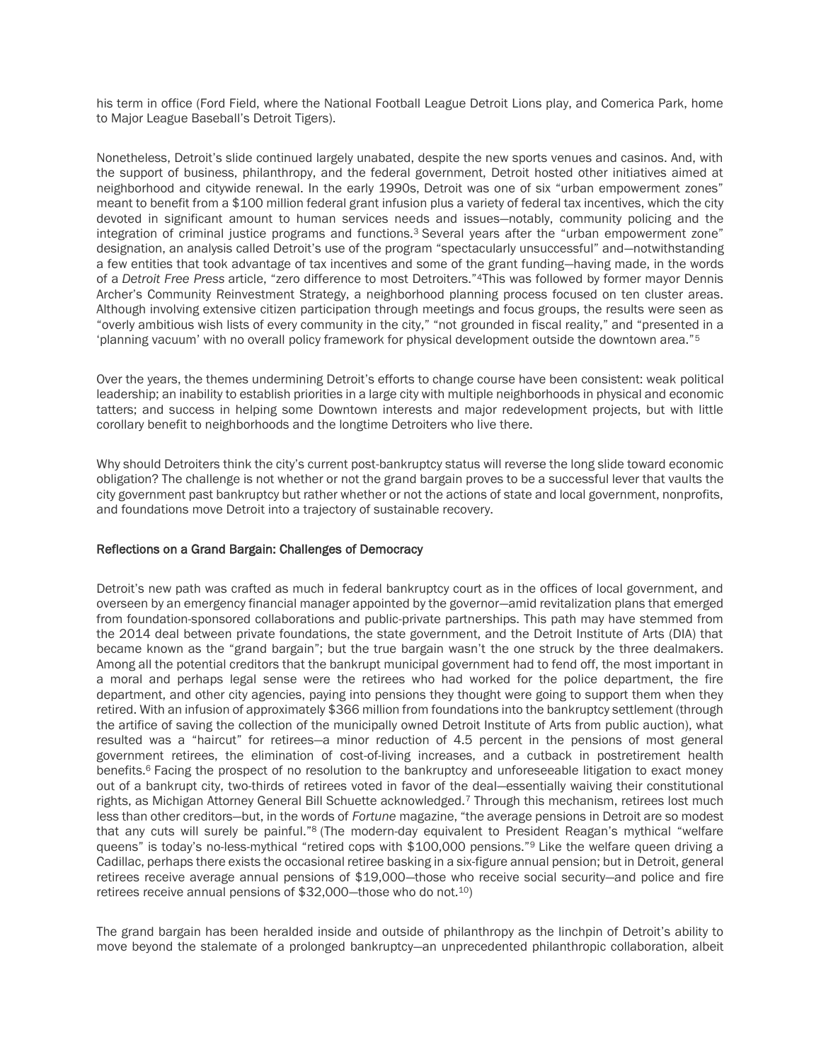his term in office (Ford Field, where the National Football League Detroit Lions play, and Comerica Park, home to Major League Baseball's Detroit Tigers).

Nonetheless, Detroit's slide continued largely unabated, despite the new sports venues and casinos. And, with the support of business, philanthropy, and the federal government, Detroit hosted other initiatives aimed at neighborhood and citywide renewal. In the early 1990s, Detroit was one of six "urban empowerment zones" meant to benefit from a $100 million federal grant infusion plus a variety of federal tax incentives, which the city devoted in significant amount to human services needs and issues—notably, community policing and the integration of criminal justice programs and functions.[3] Several years after the "urban empowerment zone" designation, an analysis called Detroit's use of the program "spectacularly unsuccessful" and—notwithstanding a few entities that took advantage of tax incentives and some of the grant funding—having made, in the words of a *Detroit Free Press* article, "zero difference to most Detroiters."[4] This was followed by former mayor Dennis Archer's Community Reinvestment Strategy, a neighborhood planning process focused on ten cluster areas. Although involving extensive citizen participation through meetings and focus groups, the results were seen as "overly ambitious wish lists of every community in the city," "not grounded in fiscal reality," and "presented in a 'planning vacuum' with no overall policy framework for physical development outside the downtown area."[5]

Over the years, the themes undermining Detroit's efforts to change course have been consistent: weak political leadership; an inability to establish priorities in a large city with multiple neighborhoods in physical and economic tatters; and success in helping some Downtown interests and major redevelopment projects, but with little corollary benefit to neighborhoods and the longtime Detroiters who live there.

Why should Detroiters think the city's current post-bankruptcy status will reverse the long slide toward economic obligation? The challenge is not whether or not the grand bargain proves to be a successful lever that vaults the city government past bankruptcy but rather whether or not the actions of state and local government, nonprofits, and foundations move Detroit into a trajectory of sustainable recovery.

## Reflections on a Grand Bargain: Challenges of Democracy

Detroit's new path was crafted as much in federal bankruptcy court as in the offices of local government, and overseen by an emergency financial manager appointed by the governor—amid revitalization plans that emerged from foundation-sponsored collaborations and public-private partnerships. This path may have stemmed from the 2014 deal between private foundations, the state government, and the Detroit Institute of Arts (DIA) that became known as the "grand bargain"; but the true bargain wasn't the one struck by the three dealmakers. Among all the potential creditors that the bankrupt municipal government had to fend off, the most important in a moral and perhaps legal sense were the retirees who had worked for the police department, the fire department, and other city agencies, paying into pensions they thought were going to support them when they retired. With an infusion of approximately $366 million from foundations into the bankruptcy settlement (through the artifice of saving the collection of the municipally owned Detroit Institute of Arts from public auction), what resulted was a "haircut" for retirees—a minor reduction of 4.5 percent in the pensions of most general government retirees, the elimination of cost-of-living increases, and a cutback in postretirement health benefits.[6] Facing the prospect of no resolution to the bankruptcy and unforeseeable litigation to exact money out of a bankrupt city, two-thirds of retirees voted in favor of the deal—essentially waiving their constitutional rights, as Michigan Attorney General Bill Schuette acknowledged.[7] Through this mechanism, retirees lost much less than other creditors—but, in the words of *Fortune* magazine, "the average pensions in Detroit are so modest that any cuts will surely be painful."[8] (The modern-day equivalent to President Reagan's mythical "welfare queens" is today's no-less-mythical "retired cops with $100,000 pensions."[9] Like the welfare queen driving a Cadillac, perhaps there exists the occasional retiree basking in a six-figure annual pension; but in Detroit, general retirees receive average annual pensions of $19,000—those who receive social security—and police and fire retirees receive annual pensions of $32,000—those who do not.[10])

The grand bargain has been heralded inside and outside of philanthropy as the linchpin of Detroit's ability to move beyond the stalemate of a prolonged bankruptcy—an unprecedented philanthropic collaboration, albeit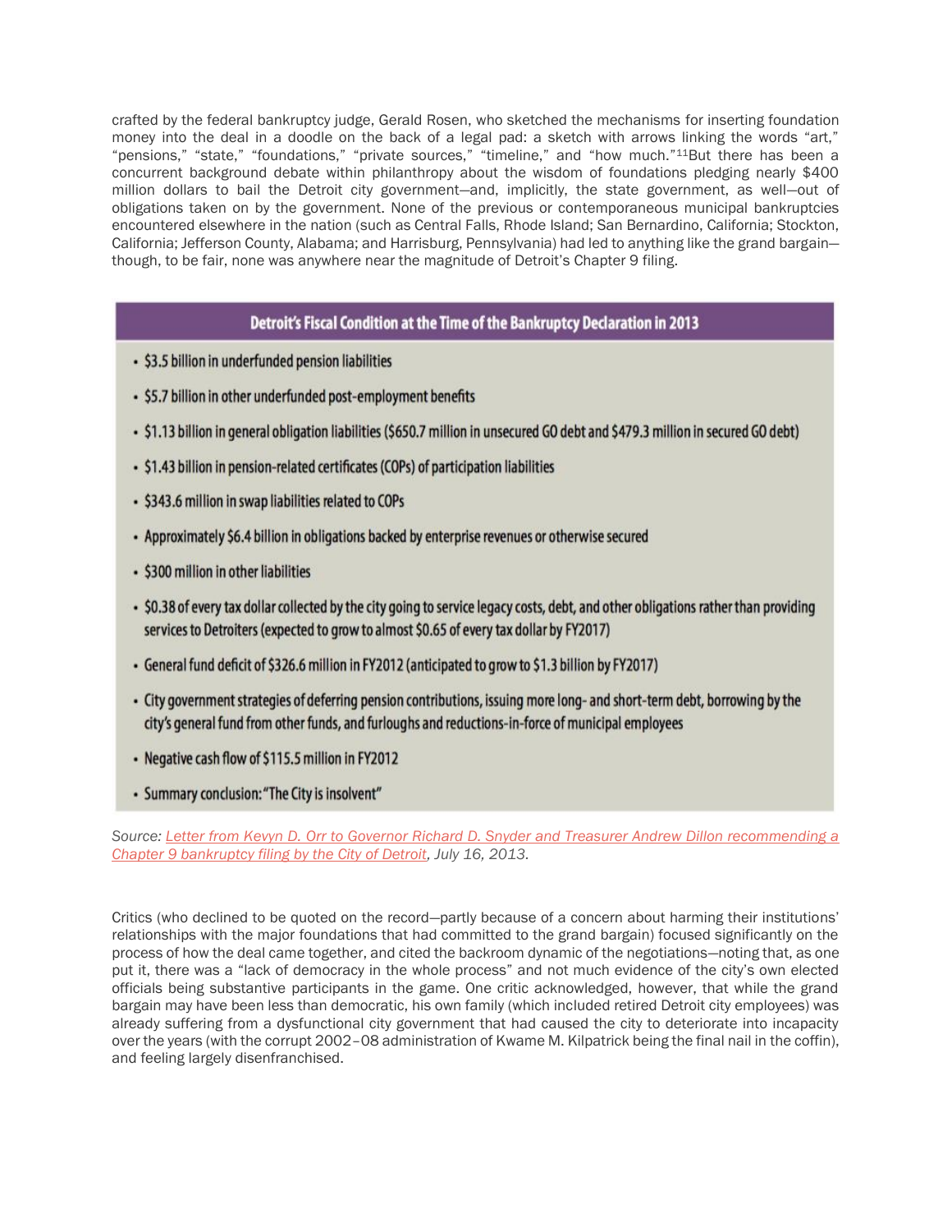crafted by the federal bankruptcy judge, Gerald Rosen, who sketched the mechanisms for inserting foundation money into the deal in a doodle on the back of a legal pad: a sketch with arrows linking the words "art," "pensions," "state," "foundations," "private sources," "timeline," and "how much."[11] But there has been a concurrent background debate within philanthropy about the wisdom of foundations pledging nearly $400 million dollars to bail the Detroit city government—and, implicitly, the state government, as well—out of obligations taken on by the government. None of the previous or contemporaneous municipal bankruptcies encountered elsewhere in the nation (such as Central Falls, Rhode Island; San Bernardino, California; Stockton, California; Jefferson County, Alabama; and Harrisburg, Pennsylvania) had led to anything like the grand bargain—though, to be fair, none was anywhere near the magnitude of Detroit's Chapter 9 filing.

**Detroit's Fiscal Condition at the Time of the Bankruptcy Declaration in 2013**

- $3.5 billion in underfunded pension liabilities
- $5.7 billion in other underfunded post-employment benefits
- $1.13 billion in general obligation liabilities ($650.7 million in unsecured GO debt and $479.3 million in secured GO debt)
- $1.43 billion in pension-related certificates (COPs) of participation liabilities
- $343.6 million in swap liabilities related to COPs
- Approximately $6.4 billion in obligations backed by enterprise revenues or otherwise secured
- $300 million in other liabilities
- $0.38 of every tax dollar collected by the city going to service legacy costs, debt, and other obligations rather than providing services to Detroiters (expected to grow to almost $0.65 of every tax dollar by FY2017)
- General fund deficit of $326.6 million in FY2012 (anticipated to grow to $1.3 billion by FY2017)
- City government strategies of deferring pension contributions, issuing more long- and short-term debt, borrowing by the city's general fund from other funds, and furloughs and reductions-in-force of municipal employees
- Negative cash flow of $115.5 million in FY2012
- Summary conclusion: "The City is insolvent"

*Source: Letter from Kevyn D. Orr to Governor Richard D. Snyder and Treasurer Andrew Dillon recommending a Chapter 9 bankruptcy filing by the City of Detroit, July 16, 2013.*

Critics (who declined to be quoted on the record—partly because of a concern about harming their institutions' relationships with the major foundations that had committed to the grand bargain) focused significantly on the process of how the deal came together, and cited the backroom dynamic of the negotiations—noting that, as one put it, there was a "lack of democracy in the whole process" and not much evidence of the city's own elected officials being substantive participants in the game. One critic acknowledged, however, that while the grand bargain may have been less than democratic, his own family (which included retired Detroit city employees) was already suffering from a dysfunctional city government that had caused the city to deteriorate into incapacity over the years (with the corrupt 2002–08 administration of Kwame M. Kilpatrick being the final nail in the coffin), and feeling largely disenfranchised.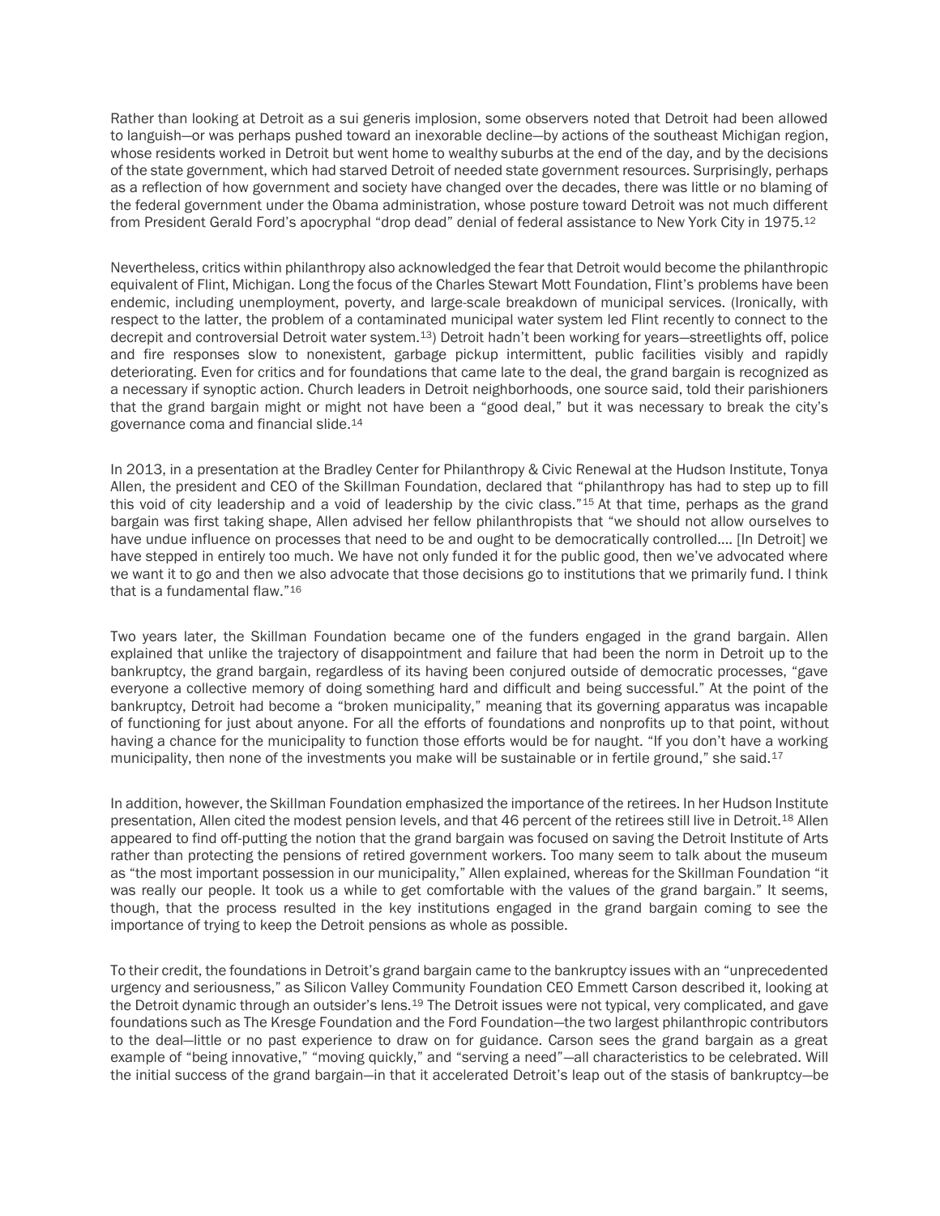Rather than looking at Detroit as a sui generis implosion, some observers noted that Detroit had been allowed to languish—or was perhaps pushed toward an inexorable decline—by actions of the southeast Michigan region, whose residents worked in Detroit but went home to wealthy suburbs at the end of the day, and by the decisions of the state government, which had starved Detroit of needed state government resources. Surprisingly, perhaps as a reflection of how government and society have changed over the decades, there was little or no blaming of the federal government under the Obama administration, whose posture toward Detroit was not much different from President Gerald Ford's apocryphal "drop dead" denial of federal assistance to New York City in 1975.[12]

Nevertheless, critics within philanthropy also acknowledged the fear that Detroit would become the philanthropic equivalent of Flint, Michigan. Long the focus of the Charles Stewart Mott Foundation, Flint's problems have been endemic, including unemployment, poverty, and large-scale breakdown of municipal services. (Ironically, with respect to the latter, the problem of a contaminated municipal water system led Flint recently to connect to the decrepit and controversial Detroit water system.[13]) Detroit hadn't been working for years—streetlights off, police and fire responses slow to nonexistent, garbage pickup intermittent, public facilities visibly and rapidly deteriorating. Even for critics and for foundations that came late to the deal, the grand bargain is recognized as a necessary if synoptic action. Church leaders in Detroit neighborhoods, one source said, told their parishioners that the grand bargain might or might not have been a "good deal," but it was necessary to break the city's governance coma and financial slide.[14]

In 2013, in a presentation at the Bradley Center for Philanthropy & Civic Renewal at the Hudson Institute, Tonya Allen, the president and CEO of the Skillman Foundation, declared that "philanthropy has had to step up to fill this void of city leadership and a void of leadership by the civic class."[15] At that time, perhaps as the grand bargain was first taking shape, Allen advised her fellow philanthropists that "we should not allow ourselves to have undue influence on processes that need to be and ought to be democratically controlled…. [In Detroit] we have stepped in entirely too much. We have not only funded it for the public good, then we've advocated where we want it to go and then we also advocate that those decisions go to institutions that we primarily fund. I think that is a fundamental flaw."[16]

Two years later, the Skillman Foundation became one of the funders engaged in the grand bargain. Allen explained that unlike the trajectory of disappointment and failure that had been the norm in Detroit up to the bankruptcy, the grand bargain, regardless of its having been conjured outside of democratic processes, "gave everyone a collective memory of doing something hard and difficult and being successful." At the point of the bankruptcy, Detroit had become a "broken municipality," meaning that its governing apparatus was incapable of functioning for just about anyone. For all the efforts of foundations and nonprofits up to that point, without having a chance for the municipality to function those efforts would be for naught. "If you don't have a working municipality, then none of the investments you make will be sustainable or in fertile ground," she said.[17]

In addition, however, the Skillman Foundation emphasized the importance of the retirees. In her Hudson Institute presentation, Allen cited the modest pension levels, and that 46 percent of the retirees still live in Detroit.[18] Allen appeared to find off-putting the notion that the grand bargain was focused on saving the Detroit Institute of Arts rather than protecting the pensions of retired government workers. Too many seem to talk about the museum as "the most important possession in our municipality," Allen explained, whereas for the Skillman Foundation "it was really our people. It took us a while to get comfortable with the values of the grand bargain." It seems, though, that the process resulted in the key institutions engaged in the grand bargain coming to see the importance of trying to keep the Detroit pensions as whole as possible.

To their credit, the foundations in Detroit's grand bargain came to the bankruptcy issues with an "unprecedented urgency and seriousness," as Silicon Valley Community Foundation CEO Emmett Carson described it, looking at the Detroit dynamic through an outsider's lens.[19] The Detroit issues were not typical, very complicated, and gave foundations such as The Kresge Foundation and the Ford Foundation—the two largest philanthropic contributors to the deal—little or no past experience to draw on for guidance. Carson sees the grand bargain as a great example of "being innovative," "moving quickly," and "serving a need"—all characteristics to be celebrated. Will the initial success of the grand bargain—in that it accelerated Detroit's leap out of the stasis of bankruptcy—be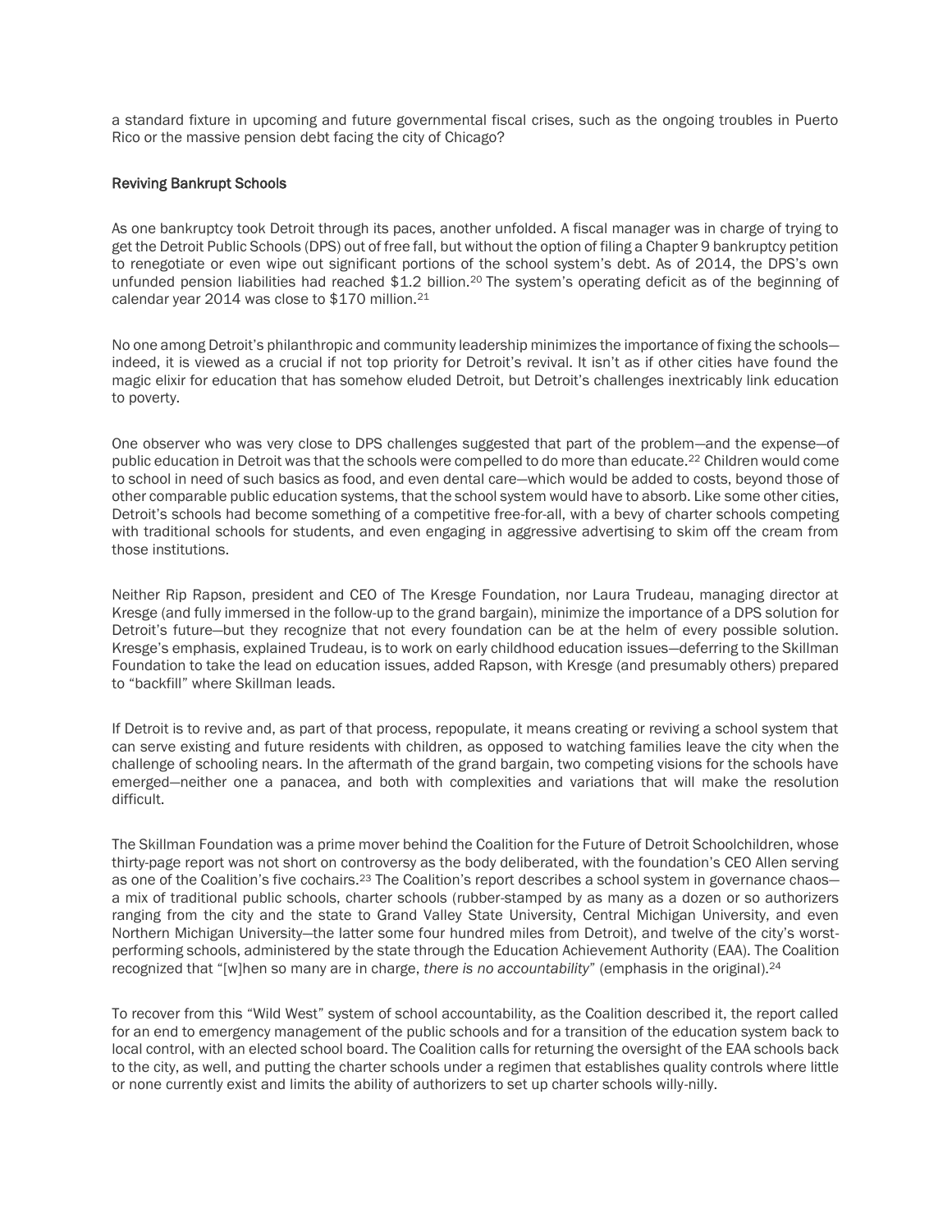a standard fixture in upcoming and future governmental fiscal crises, such as the ongoing troubles in Puerto Rico or the massive pension debt facing the city of Chicago?

### Reviving Bankrupt Schools

As one bankruptcy took Detroit through its paces, another unfolded. A fiscal manager was in charge of trying to get the Detroit Public Schools (DPS) out of free fall, but without the option of filing a Chapter 9 bankruptcy petition to renegotiate or even wipe out significant portions of the school system's debt. As of 2014, the DPS's own unfunded pension liabilities had reached $1.2 billion.[20] The system's operating deficit as of the beginning of calendar year 2014 was close to $170 million.[21]

No one among Detroit's philanthropic and community leadership minimizes the importance of fixing the schools—indeed, it is viewed as a crucial if not top priority for Detroit's revival. It isn't as if other cities have found the magic elixir for education that has somehow eluded Detroit, but Detroit's challenges inextricably link education to poverty.

One observer who was very close to DPS challenges suggested that part of the problem—and the expense—of public education in Detroit was that the schools were compelled to do more than educate.[22] Children would come to school in need of such basics as food, and even dental care—which would be added to costs, beyond those of other comparable public education systems, that the school system would have to absorb. Like some other cities, Detroit's schools had become something of a competitive free-for-all, with a bevy of charter schools competing with traditional schools for students, and even engaging in aggressive advertising to skim off the cream from those institutions.

Neither Rip Rapson, president and CEO of The Kresge Foundation, nor Laura Trudeau, managing director at Kresge (and fully immersed in the follow-up to the grand bargain), minimize the importance of a DPS solution for Detroit's future—but they recognize that not every foundation can be at the helm of every possible solution. Kresge's emphasis, explained Trudeau, is to work on early childhood education issues—deferring to the Skillman Foundation to take the lead on education issues, added Rapson, with Kresge (and presumably others) prepared to "backfill" where Skillman leads.

If Detroit is to revive and, as part of that process, repopulate, it means creating or reviving a school system that can serve existing and future residents with children, as opposed to watching families leave the city when the challenge of schooling nears. In the aftermath of the grand bargain, two competing visions for the schools have emerged—neither one a panacea, and both with complexities and variations that will make the resolution difficult.

The Skillman Foundation was a prime mover behind the Coalition for the Future of Detroit Schoolchildren, whose thirty-page report was not short on controversy as the body deliberated, with the foundation's CEO Allen serving as one of the Coalition's five cochairs.[23] The Coalition's report describes a school system in governance chaos—a mix of traditional public schools, charter schools (rubber-stamped by as many as a dozen or so authorizers ranging from the city and the state to Grand Valley State University, Central Michigan University, and even Northern Michigan University—the latter some four hundred miles from Detroit), and twelve of the city's worst-performing schools, administered by the state through the Education Achievement Authority (EAA). The Coalition recognized that "[w]hen so many are in charge, *there is no accountability*" (emphasis in the original).[24]

To recover from this "Wild West" system of school accountability, as the Coalition described it, the report called for an end to emergency management of the public schools and for a transition of the education system back to local control, with an elected school board. The Coalition calls for returning the oversight of the EAA schools back to the city, as well, and putting the charter schools under a regimen that establishes quality controls where little or none currently exist and limits the ability of authorizers to set up charter schools willy-nilly.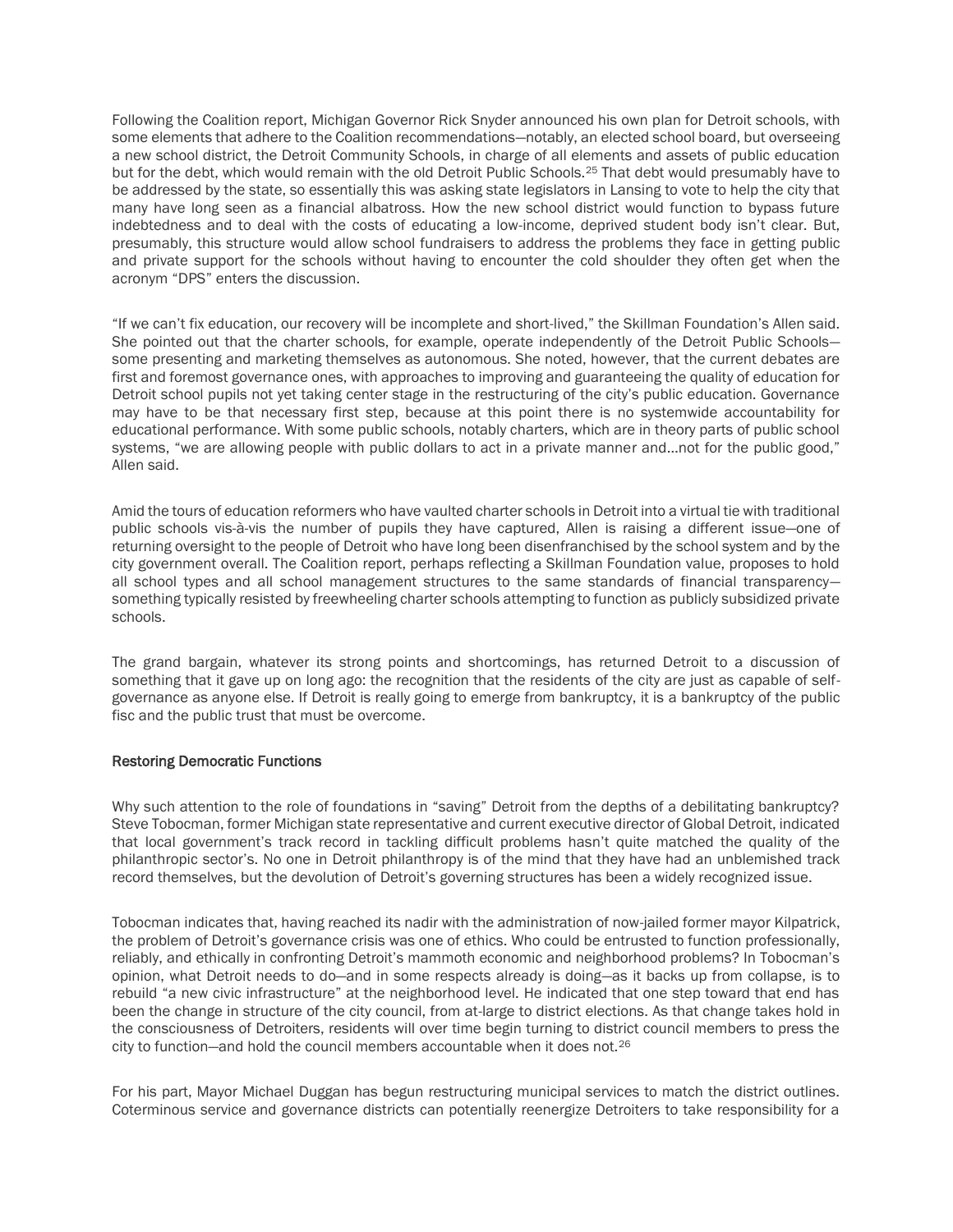Following the Coalition report, Michigan Governor Rick Snyder announced his own plan for Detroit schools, with some elements that adhere to the Coalition recommendations—notably, an elected school board, but overseeing a new school district, the Detroit Community Schools, in charge of all elements and assets of public education but for the debt, which would remain with the old Detroit Public Schools.[25] That debt would presumably have to be addressed by the state, so essentially this was asking state legislators in Lansing to vote to help the city that many have long seen as a financial albatross. How the new school district would function to bypass future indebtedness and to deal with the costs of educating a low-income, deprived student body isn't clear. But, presumably, this structure would allow school fundraisers to address the problems they face in getting public and private support for the schools without having to encounter the cold shoulder they often get when the acronym "DPS" enters the discussion.

"If we can't fix education, our recovery will be incomplete and short-lived," the Skillman Foundation's Allen said. She pointed out that the charter schools, for example, operate independently of the Detroit Public Schools—some presenting and marketing themselves as autonomous. She noted, however, that the current debates are first and foremost governance ones, with approaches to improving and guaranteeing the quality of education for Detroit school pupils not yet taking center stage in the restructuring of the city's public education. Governance may have to be that necessary first step, because at this point there is no systemwide accountability for educational performance. With some public schools, notably charters, which are in theory parts of public school systems, "we are allowing people with public dollars to act in a private manner and…not for the public good," Allen said.

Amid the tours of education reformers who have vaulted charter schools in Detroit into a virtual tie with traditional public schools vis-à-vis the number of pupils they have captured, Allen is raising a different issue—one of returning oversight to the people of Detroit who have long been disenfranchised by the school system and by the city government overall. The Coalition report, perhaps reflecting a Skillman Foundation value, proposes to hold all school types and all school management structures to the same standards of financial transparency—something typically resisted by freewheeling charter schools attempting to function as publicly subsidized private schools.

The grand bargain, whatever its strong points and shortcomings, has returned Detroit to a discussion of something that it gave up on long ago: the recognition that the residents of the city are just as capable of self-governance as anyone else. If Detroit is really going to emerge from bankruptcy, it is a bankruptcy of the public fisc and the public trust that must be overcome.

### Restoring Democratic Functions

Why such attention to the role of foundations in "saving" Detroit from the depths of a debilitating bankruptcy? Steve Tobocman, former Michigan state representative and current executive director of Global Detroit, indicated that local government's track record in tackling difficult problems hasn't quite matched the quality of the philanthropic sector's. No one in Detroit philanthropy is of the mind that they have had an unblemished track record themselves, but the devolution of Detroit's governing structures has been a widely recognized issue.

Tobocman indicates that, having reached its nadir with the administration of now-jailed former mayor Kilpatrick, the problem of Detroit's governance crisis was one of ethics. Who could be entrusted to function professionally, reliably, and ethically in confronting Detroit's mammoth economic and neighborhood problems? In Tobocman's opinion, what Detroit needs to do—and in some respects already is doing—as it backs up from collapse, is to rebuild "a new civic infrastructure" at the neighborhood level. He indicated that one step toward that end has been the change in structure of the city council, from at-large to district elections. As that change takes hold in the consciousness of Detroiters, residents will over time begin turning to district council members to press the city to function—and hold the council members accountable when it does not.[26]

For his part, Mayor Michael Duggan has begun restructuring municipal services to match the district outlines. Coterminous service and governance districts can potentially reenergize Detroiters to take responsibility for a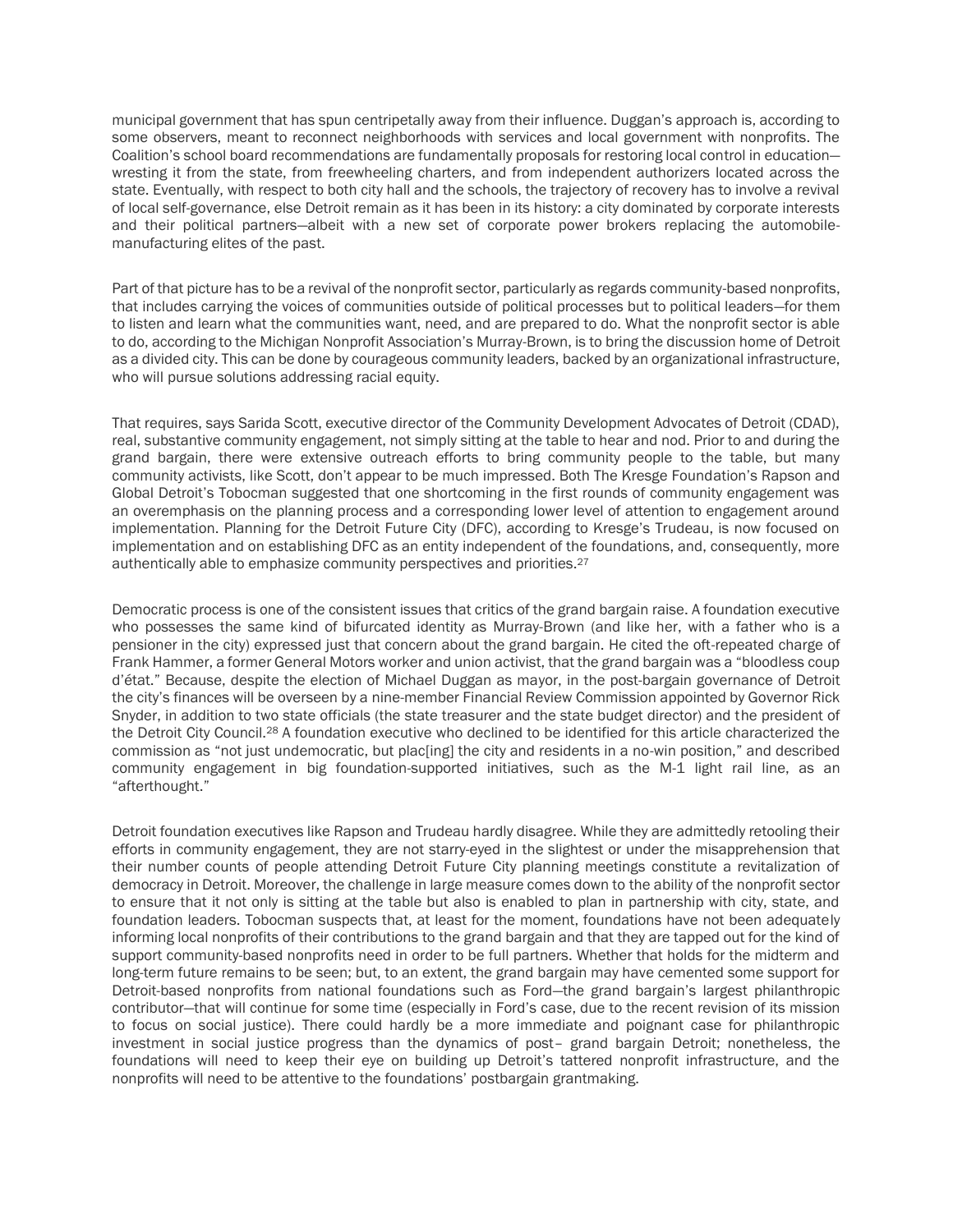municipal government that has spun centripetally away from their influence. Duggan's approach is, according to some observers, meant to reconnect neighborhoods with services and local government with nonprofits. The Coalition's school board recommendations are fundamentally proposals for restoring local control in education—wresting it from the state, from freewheeling charters, and from independent authorizers located across the state. Eventually, with respect to both city hall and the schools, the trajectory of recovery has to involve a revival of local self-governance, else Detroit remain as it has been in its history: a city dominated by corporate interests and their political partners—albeit with a new set of corporate power brokers replacing the automobile-manufacturing elites of the past.

Part of that picture has to be a revival of the nonprofit sector, particularly as regards community-based nonprofits, that includes carrying the voices of communities outside of political processes but to political leaders—for them to listen and learn what the communities want, need, and are prepared to do. What the nonprofit sector is able to do, according to the Michigan Nonprofit Association's Murray-Brown, is to bring the discussion home of Detroit as a divided city. This can be done by courageous community leaders, backed by an organizational infrastructure, who will pursue solutions addressing racial equity.

That requires, says Sarida Scott, executive director of the Community Development Advocates of Detroit (CDAD), real, substantive community engagement, not simply sitting at the table to hear and nod. Prior to and during the grand bargain, there were extensive outreach efforts to bring community people to the table, but many community activists, like Scott, don't appear to be much impressed. Both The Kresge Foundation's Rapson and Global Detroit's Tobocman suggested that one shortcoming in the first rounds of community engagement was an overemphasis on the planning process and a corresponding lower level of attention to engagement around implementation. Planning for the Detroit Future City (DFC), according to Kresge's Trudeau, is now focused on implementation and on establishing DFC as an entity independent of the foundations, and, consequently, more authentically able to emphasize community perspectives and priorities.[27]

Democratic process is one of the consistent issues that critics of the grand bargain raise. A foundation executive who possesses the same kind of bifurcated identity as Murray-Brown (and like her, with a father who is a pensioner in the city) expressed just that concern about the grand bargain. He cited the oft-repeated charge of Frank Hammer, a former General Motors worker and union activist, that the grand bargain was a "bloodless coup d'état." Because, despite the election of Michael Duggan as mayor, in the post-bargain governance of Detroit the city's finances will be overseen by a nine-member Financial Review Commission appointed by Governor Rick Snyder, in addition to two state officials (the state treasurer and the state budget director) and the president of the Detroit City Council.[28] A foundation executive who declined to be identified for this article characterized the commission as "not just undemocratic, but plac[ing] the city and residents in a no-win position," and described community engagement in big foundation-supported initiatives, such as the M-1 light rail line, as an "afterthought."

Detroit foundation executives like Rapson and Trudeau hardly disagree. While they are admittedly retooling their efforts in community engagement, they are not starry-eyed in the slightest or under the misapprehension that their number counts of people attending Detroit Future City planning meetings constitute a revitalization of democracy in Detroit. Moreover, the challenge in large measure comes down to the ability of the nonprofit sector to ensure that it not only is sitting at the table but also is enabled to plan in partnership with city, state, and foundation leaders. Tobocman suspects that, at least for the moment, foundations have not been adequately informing local nonprofits of their contributions to the grand bargain and that they are tapped out for the kind of support community-based nonprofits need in order to be full partners. Whether that holds for the midterm and long-term future remains to be seen; but, to an extent, the grand bargain may have cemented some support for Detroit-based nonprofits from national foundations such as Ford—the grand bargain's largest philanthropic contributor—that will continue for some time (especially in Ford's case, due to the recent revision of its mission to focus on social justice). There could hardly be a more immediate and poignant case for philanthropic investment in social justice progress than the dynamics of post– grand bargain Detroit; nonetheless, the foundations will need to keep their eye on building up Detroit's tattered nonprofit infrastructure, and the nonprofits will need to be attentive to the foundations' postbargain grantmaking.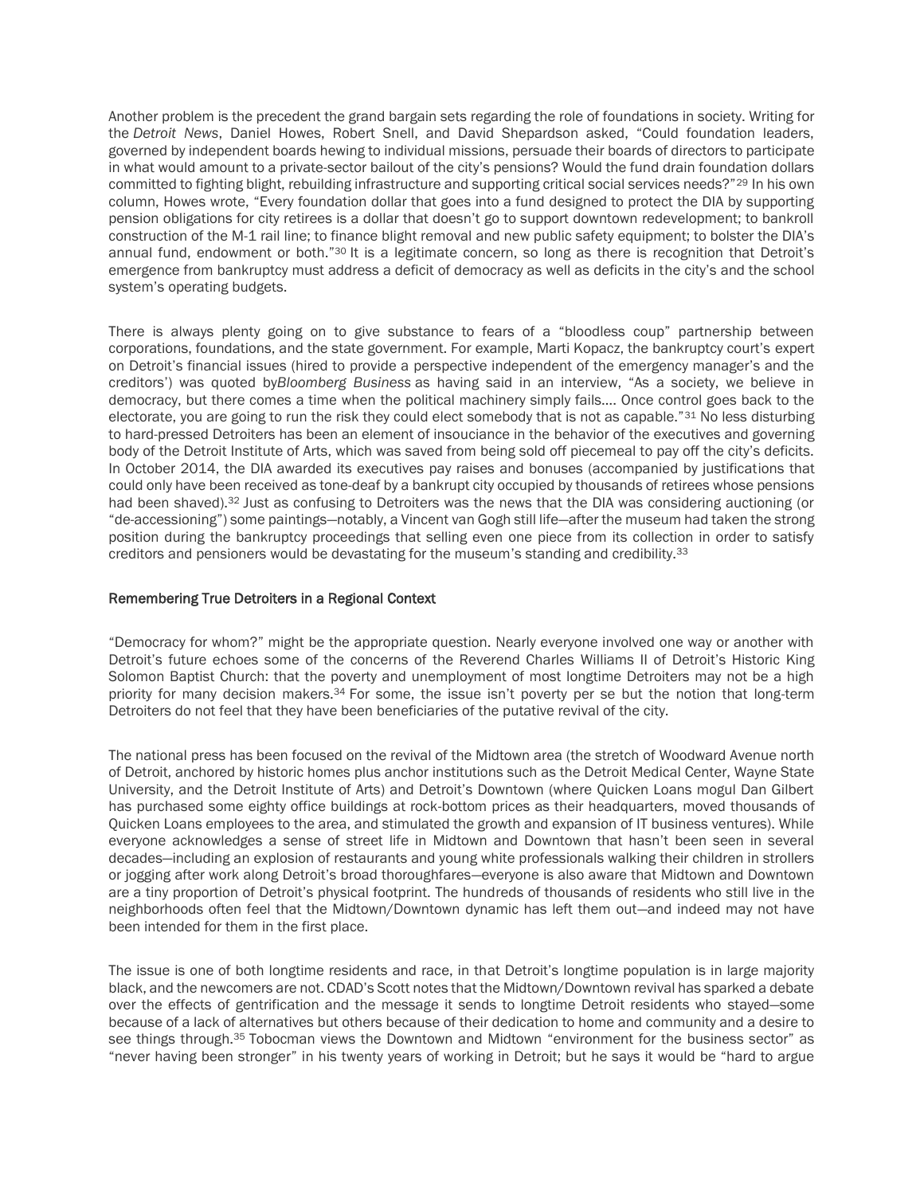Another problem is the precedent the grand bargain sets regarding the role of foundations in society. Writing for the *Detroit News*, Daniel Howes, Robert Snell, and David Shepardson asked, "Could foundation leaders, governed by independent boards hewing to individual missions, persuade their boards of directors to participate in what would amount to a private-sector bailout of the city's pensions? Would the fund drain foundation dollars committed to fighting blight, rebuilding infrastructure and supporting critical social services needs?"[29] In his own column, Howes wrote, "Every foundation dollar that goes into a fund designed to protect the DIA by supporting pension obligations for city retirees is a dollar that doesn't go to support downtown redevelopment; to bankroll construction of the M-1 rail line; to finance blight removal and new public safety equipment; to bolster the DIA's annual fund, endowment or both."[30] It is a legitimate concern, so long as there is recognition that Detroit's emergence from bankruptcy must address a deficit of democracy as well as deficits in the city's and the school system's operating budgets.

There is always plenty going on to give substance to fears of a "bloodless coup" partnership between corporations, foundations, and the state government. For example, Marti Kopacz, the bankruptcy court's expert on Detroit's financial issues (hired to provide a perspective independent of the emergency manager's and the creditors') was quoted by*Bloomberg Business* as having said in an interview, "As a society, we believe in democracy, but there comes a time when the political machinery simply fails.... Once control goes back to the electorate, you are going to run the risk they could elect somebody that is not as capable."[31] No less disturbing to hard-pressed Detroiters has been an element of insouciance in the behavior of the executives and governing body of the Detroit Institute of Arts, which was saved from being sold off piecemeal to pay off the city's deficits. In October 2014, the DIA awarded its executives pay raises and bonuses (accompanied by justifications that could only have been received as tone-deaf by a bankrupt city occupied by thousands of retirees whose pensions had been shaved).[32] Just as confusing to Detroiters was the news that the DIA was considering auctioning (or "de-accessioning") some paintings—notably, a Vincent van Gogh still life—after the museum had taken the strong position during the bankruptcy proceedings that selling even one piece from its collection in order to satisfy creditors and pensioners would be devastating for the museum's standing and credibility.[33]

## Remembering True Detroiters in a Regional Context

"Democracy for whom?" might be the appropriate question. Nearly everyone involved one way or another with Detroit's future echoes some of the concerns of the Reverend Charles Williams II of Detroit's Historic King Solomon Baptist Church: that the poverty and unemployment of most longtime Detroiters may not be a high priority for many decision makers.[34] For some, the issue isn't poverty per se but the notion that long-term Detroiters do not feel that they have been beneficiaries of the putative revival of the city.

The national press has been focused on the revival of the Midtown area (the stretch of Woodward Avenue north of Detroit, anchored by historic homes plus anchor institutions such as the Detroit Medical Center, Wayne State University, and the Detroit Institute of Arts) and Detroit's Downtown (where Quicken Loans mogul Dan Gilbert has purchased some eighty office buildings at rock-bottom prices as their headquarters, moved thousands of Quicken Loans employees to the area, and stimulated the growth and expansion of IT business ventures). While everyone acknowledges a sense of street life in Midtown and Downtown that hasn't been seen in several decades—including an explosion of restaurants and young white professionals walking their children in strollers or jogging after work along Detroit's broad thoroughfares—everyone is also aware that Midtown and Downtown are a tiny proportion of Detroit's physical footprint. The hundreds of thousands of residents who still live in the neighborhoods often feel that the Midtown/Downtown dynamic has left them out—and indeed may not have been intended for them in the first place.

The issue is one of both longtime residents and race, in that Detroit's longtime population is in large majority black, and the newcomers are not. CDAD's Scott notes that the Midtown/Downtown revival has sparked a debate over the effects of gentrification and the message it sends to longtime Detroit residents who stayed—some because of a lack of alternatives but others because of their dedication to home and community and a desire to see things through.[35] Tobocman views the Downtown and Midtown "environment for the business sector" as "never having been stronger" in his twenty years of working in Detroit; but he says it would be "hard to argue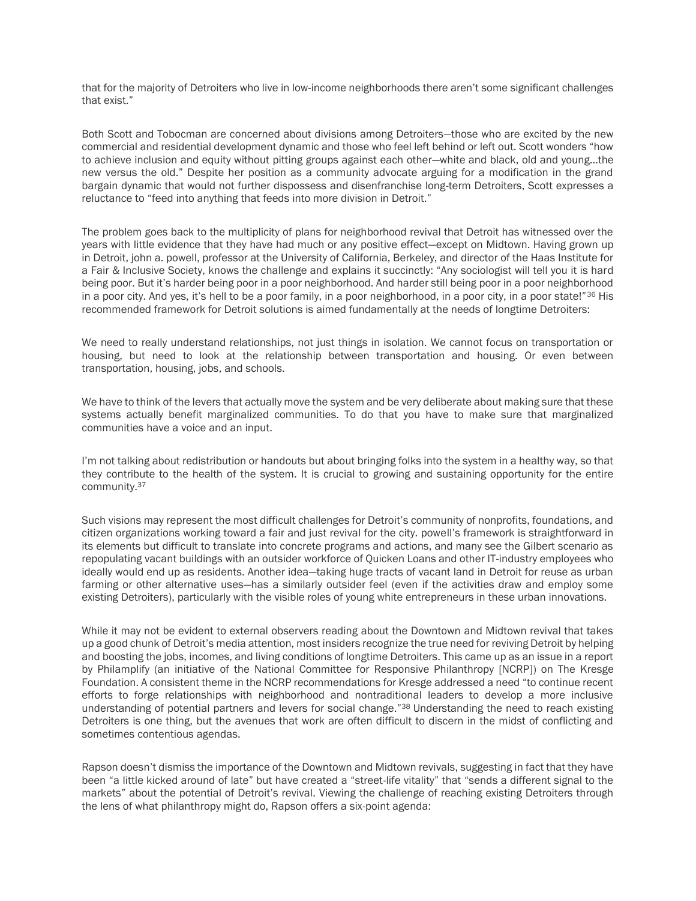that for the majority of Detroiters who live in low-income neighborhoods there aren't some significant challenges that exist."

Both Scott and Tobocman are concerned about divisions among Detroiters—those who are excited by the new commercial and residential development dynamic and those who feel left behind or left out. Scott wonders "how to achieve inclusion and equity without pitting groups against each other—white and black, old and young…the new versus the old." Despite her position as a community advocate arguing for a modification in the grand bargain dynamic that would not further dispossess and disenfranchise long-term Detroiters, Scott expresses a reluctance to "feed into anything that feeds into more division in Detroit."

The problem goes back to the multiplicity of plans for neighborhood revival that Detroit has witnessed over the years with little evidence that they have had much or any positive effect—except on Midtown. Having grown up in Detroit, john a. powell, professor at the University of California, Berkeley, and director of the Haas Institute for a Fair & Inclusive Society, knows the challenge and explains it succinctly: "Any sociologist will tell you it is hard being poor. But it's harder being poor in a poor neighborhood. And harder still being poor in a poor neighborhood in a poor city. And yes, it's hell to be a poor family, in a poor neighborhood, in a poor city, in a poor state!"[36] His recommended framework for Detroit solutions is aimed fundamentally at the needs of longtime Detroiters:

> We need to really understand relationships, not just things in isolation. We cannot focus on transportation or housing, but need to look at the relationship between transportation and housing. Or even between transportation, housing, jobs, and schools.
>
> We have to think of the levers that actually move the system and be very deliberate about making sure that these systems actually benefit marginalized communities. To do that you have to make sure that marginalized communities have a voice and an input.
>
> I'm not talking about redistribution or handouts but about bringing folks into the system in a healthy way, so that they contribute to the health of the system. It is crucial to growing and sustaining opportunity for the entire community.[37]

Such visions may represent the most difficult challenges for Detroit's community of nonprofits, foundations, and citizen organizations working toward a fair and just revival for the city. powell's framework is straightforward in its elements but difficult to translate into concrete programs and actions, and many see the Gilbert scenario as repopulating vacant buildings with an outsider workforce of Quicken Loans and other IT-industry employees who ideally would end up as residents. Another idea—taking huge tracts of vacant land in Detroit for reuse as urban farming or other alternative uses—has a similarly outsider feel (even if the activities draw and employ some existing Detroiters), particularly with the visible roles of young white entrepreneurs in these urban innovations.

While it may not be evident to external observers reading about the Downtown and Midtown revival that takes up a good chunk of Detroit's media attention, most insiders recognize the true need for reviving Detroit by helping and boosting the jobs, incomes, and living conditions of longtime Detroiters. This came up as an issue in a report by Philamplify (an initiative of the National Committee for Responsive Philanthropy [NCRP]) on The Kresge Foundation. A consistent theme in the NCRP recommendations for Kresge addressed a need "to continue recent efforts to forge relationships with neighborhood and nontraditional leaders to develop a more inclusive understanding of potential partners and levers for social change."[38] Understanding the need to reach existing Detroiters is one thing, but the avenues that work are often difficult to discern in the midst of conflicting and sometimes contentious agendas.

Rapson doesn't dismiss the importance of the Downtown and Midtown revivals, suggesting in fact that they have been "a little kicked around of late" but have created a "street-life vitality" that "sends a different signal to the markets" about the potential of Detroit's revival. Viewing the challenge of reaching existing Detroiters through the lens of what philanthropy might do, Rapson offers a six-point agenda: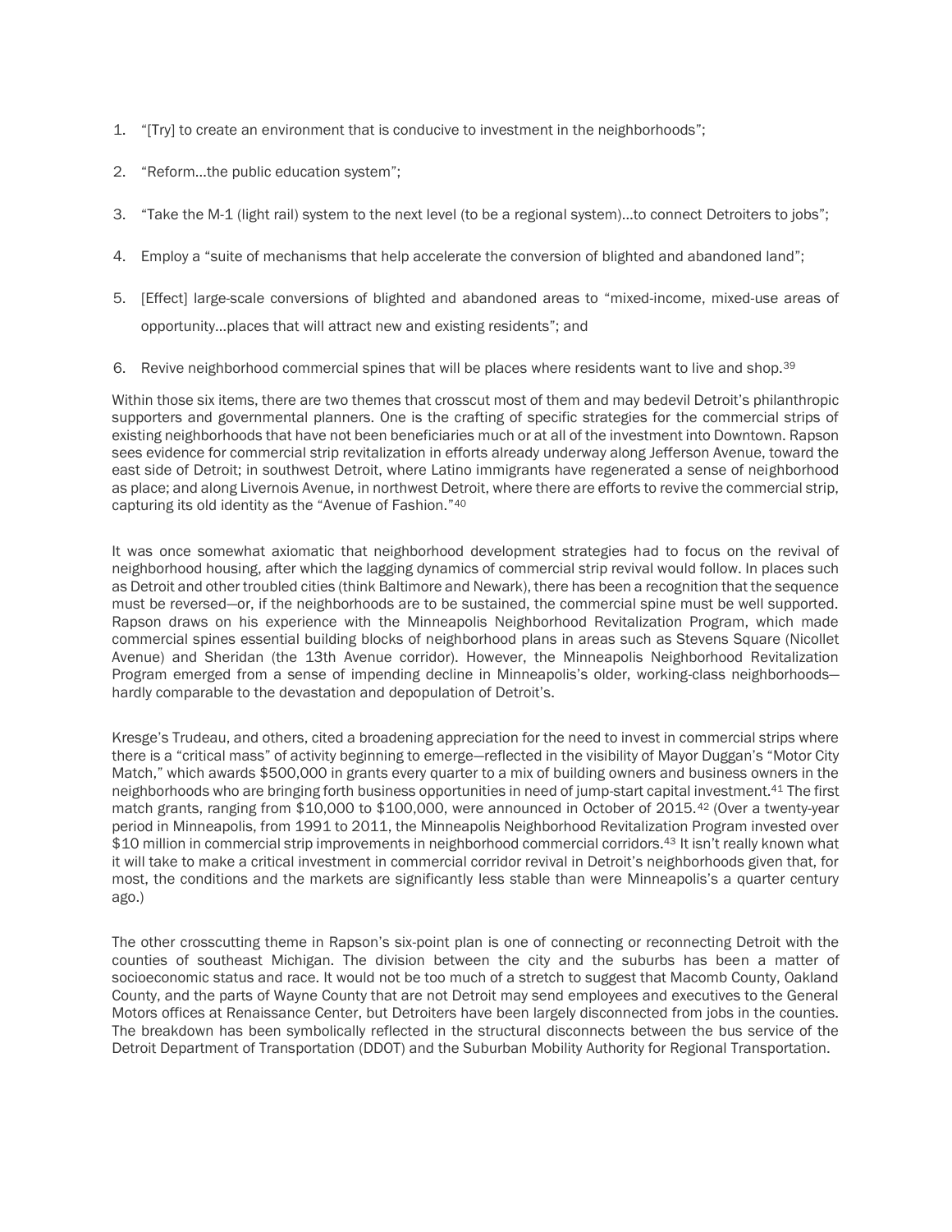1. "[Try] to create an environment that is conducive to investment in the neighborhoods";

2. "Reform…the public education system";

3. "Take the M-1 (light rail) system to the next level (to be a regional system)…to connect Detroiters to jobs";

4. Employ a "suite of mechanisms that help accelerate the conversion of blighted and abandoned land";

5. [Effect] large-scale conversions of blighted and abandoned areas to "mixed-income, mixed-use areas of opportunity…places that will attract new and existing residents"; and

6. Revive neighborhood commercial spines that will be places where residents want to live and shop.[39]

Within those six items, there are two themes that crosscut most of them and may bedevil Detroit's philanthropic supporters and governmental planners. One is the crafting of specific strategies for the commercial strips of existing neighborhoods that have not been beneficiaries much or at all of the investment into Downtown. Rapson sees evidence for commercial strip revitalization in efforts already underway along Jefferson Avenue, toward the east side of Detroit; in southwest Detroit, where Latino immigrants have regenerated a sense of neighborhood as place; and along Livernois Avenue, in northwest Detroit, where there are efforts to revive the commercial strip, capturing its old identity as the "Avenue of Fashion."[40]

It was once somewhat axiomatic that neighborhood development strategies had to focus on the revival of neighborhood housing, after which the lagging dynamics of commercial strip revival would follow. In places such as Detroit and other troubled cities (think Baltimore and Newark), there has been a recognition that the sequence must be reversed—or, if the neighborhoods are to be sustained, the commercial spine must be well supported. Rapson draws on his experience with the Minneapolis Neighborhood Revitalization Program, which made commercial spines essential building blocks of neighborhood plans in areas such as Stevens Square (Nicollet Avenue) and Sheridan (the 13th Avenue corridor). However, the Minneapolis Neighborhood Revitalization Program emerged from a sense of impending decline in Minneapolis's older, working-class neighborhoods—hardly comparable to the devastation and depopulation of Detroit's.

Kresge's Trudeau, and others, cited a broadening appreciation for the need to invest in commercial strips where there is a "critical mass" of activity beginning to emerge—reflected in the visibility of Mayor Duggan's "Motor City Match," which awards $500,000 in grants every quarter to a mix of building owners and business owners in the neighborhoods who are bringing forth business opportunities in need of jump-start capital investment.[41] The first match grants, ranging from $10,000 to $100,000, were announced in October of 2015.[42] (Over a twenty-year period in Minneapolis, from 1991 to 2011, the Minneapolis Neighborhood Revitalization Program invested over $10 million in commercial strip improvements in neighborhood commercial corridors.[43] It isn't really known what it will take to make a critical investment in commercial corridor revival in Detroit's neighborhoods given that, for most, the conditions and the markets are significantly less stable than were Minneapolis's a quarter century ago.)

The other crosscutting theme in Rapson's six-point plan is one of connecting or reconnecting Detroit with the counties of southeast Michigan. The division between the city and the suburbs has been a matter of socioeconomic status and race. It would not be too much of a stretch to suggest that Macomb County, Oakland County, and the parts of Wayne County that are not Detroit may send employees and executives to the General Motors offices at Renaissance Center, but Detroiters have been largely disconnected from jobs in the counties. The breakdown has been symbolically reflected in the structural disconnects between the bus service of the Detroit Department of Transportation (DDOT) and the Suburban Mobility Authority for Regional Transportation.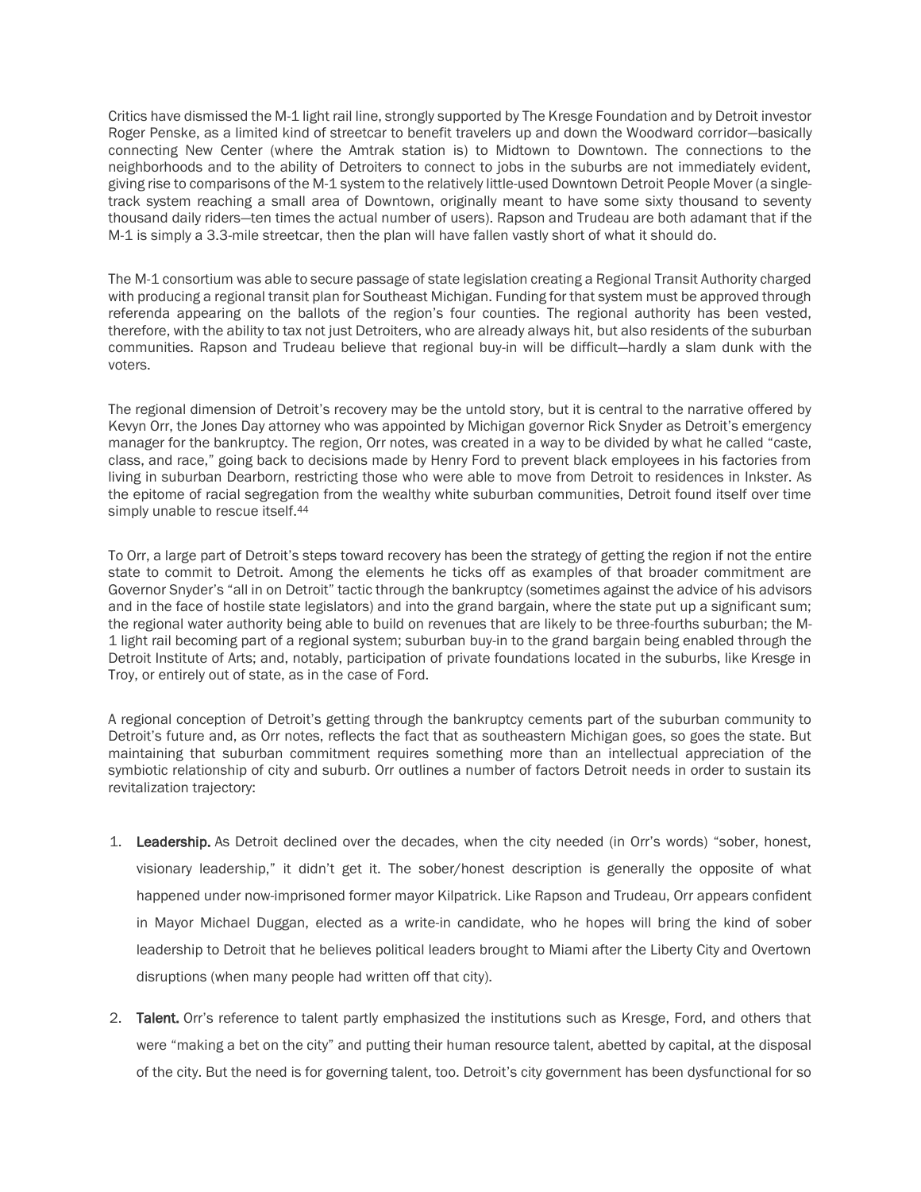Critics have dismissed the M-1 light rail line, strongly supported by The Kresge Foundation and by Detroit investor Roger Penske, as a limited kind of streetcar to benefit travelers up and down the Woodward corridor—basically connecting New Center (where the Amtrak station is) to Midtown to Downtown. The connections to the neighborhoods and to the ability of Detroiters to connect to jobs in the suburbs are not immediately evident, giving rise to comparisons of the M-1 system to the relatively little-used Downtown Detroit People Mover (a single-track system reaching a small area of Downtown, originally meant to have some sixty thousand to seventy thousand daily riders—ten times the actual number of users). Rapson and Trudeau are both adamant that if the M-1 is simply a 3.3-mile streetcar, then the plan will have fallen vastly short of what it should do.

The M-1 consortium was able to secure passage of state legislation creating a Regional Transit Authority charged with producing a regional transit plan for Southeast Michigan. Funding for that system must be approved through referenda appearing on the ballots of the region's four counties. The regional authority has been vested, therefore, with the ability to tax not just Detroiters, who are already always hit, but also residents of the suburban communities. Rapson and Trudeau believe that regional buy-in will be difficult—hardly a slam dunk with the voters.

The regional dimension of Detroit's recovery may be the untold story, but it is central to the narrative offered by Kevyn Orr, the Jones Day attorney who was appointed by Michigan governor Rick Snyder as Detroit's emergency manager for the bankruptcy. The region, Orr notes, was created in a way to be divided by what he called "caste, class, and race," going back to decisions made by Henry Ford to prevent black employees in his factories from living in suburban Dearborn, restricting those who were able to move from Detroit to residences in Inkster. As the epitome of racial segregation from the wealthy white suburban communities, Detroit found itself over time simply unable to rescue itself.[44]

To Orr, a large part of Detroit's steps toward recovery has been the strategy of getting the region if not the entire state to commit to Detroit. Among the elements he ticks off as examples of that broader commitment are Governor Snyder's "all in on Detroit" tactic through the bankruptcy (sometimes against the advice of his advisors and in the face of hostile state legislators) and into the grand bargain, where the state put up a significant sum; the regional water authority being able to build on revenues that are likely to be three-fourths suburban; the M-1 light rail becoming part of a regional system; suburban buy-in to the grand bargain being enabled through the Detroit Institute of Arts; and, notably, participation of private foundations located in the suburbs, like Kresge in Troy, or entirely out of state, as in the case of Ford.

A regional conception of Detroit's getting through the bankruptcy cements part of the suburban community to Detroit's future and, as Orr notes, reflects the fact that as southeastern Michigan goes, so goes the state. But maintaining that suburban commitment requires something more than an intellectual appreciation of the symbiotic relationship of city and suburb. Orr outlines a number of factors Detroit needs in order to sustain its revitalization trajectory:

1. **Leadership.** As Detroit declined over the decades, when the city needed (in Orr's words) "sober, honest, visionary leadership," it didn't get it. The sober/honest description is generally the opposite of what happened under now-imprisoned former mayor Kilpatrick. Like Rapson and Trudeau, Orr appears confident in Mayor Michael Duggan, elected as a write-in candidate, who he hopes will bring the kind of sober leadership to Detroit that he believes political leaders brought to Miami after the Liberty City and Overtown disruptions (when many people had written off that city).

2. **Talent.** Orr's reference to talent partly emphasized the institutions such as Kresge, Ford, and others that were "making a bet on the city" and putting their human resource talent, abetted by capital, at the disposal of the city. But the need is for governing talent, too. Detroit's city government has been dysfunctional for so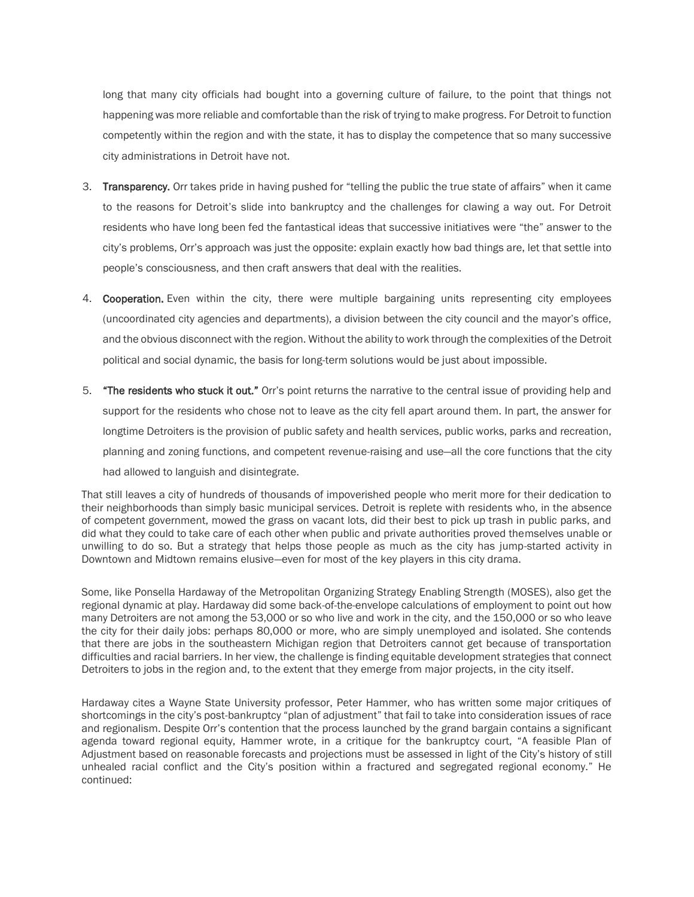long that many city officials had bought into a governing culture of failure, to the point that things not happening was more reliable and comfortable than the risk of trying to make progress. For Detroit to function competently within the region and with the state, it has to display the competence that so many successive city administrations in Detroit have not.

3. **Transparency.** Orr takes pride in having pushed for "telling the public the true state of affairs" when it came to the reasons for Detroit's slide into bankruptcy and the challenges for clawing a way out. For Detroit residents who have long been fed the fantastical ideas that successive initiatives were "the" answer to the city's problems, Orr's approach was just the opposite: explain exactly how bad things are, let that settle into people's consciousness, and then craft answers that deal with the realities.

4. **Cooperation.** Even within the city, there were multiple bargaining units representing city employees (uncoordinated city agencies and departments), a division between the city council and the mayor's office, and the obvious disconnect with the region. Without the ability to work through the complexities of the Detroit political and social dynamic, the basis for long-term solutions would be just about impossible.

5. **"The residents who stuck it out."** Orr's point returns the narrative to the central issue of providing help and support for the residents who chose not to leave as the city fell apart around them. In part, the answer for longtime Detroiters is the provision of public safety and health services, public works, parks and recreation, planning and zoning functions, and competent revenue-raising and use—all the core functions that the city had allowed to languish and disintegrate.

That still leaves a city of hundreds of thousands of impoverished people who merit more for their dedication to their neighborhoods than simply basic municipal services. Detroit is replete with residents who, in the absence of competent government, mowed the grass on vacant lots, did their best to pick up trash in public parks, and did what they could to take care of each other when public and private authorities proved themselves unable or unwilling to do so. But a strategy that helps those people as much as the city has jump-started activity in Downtown and Midtown remains elusive—even for most of the key players in this city drama.

Some, like Ponsella Hardaway of the Metropolitan Organizing Strategy Enabling Strength (MOSES), also get the regional dynamic at play. Hardaway did some back-of-the-envelope calculations of employment to point out how many Detroiters are not among the 53,000 or so who live and work in the city, and the 150,000 or so who leave the city for their daily jobs: perhaps 80,000 or more, who are simply unemployed and isolated. She contends that there are jobs in the southeastern Michigan region that Detroiters cannot get because of transportation difficulties and racial barriers. In her view, the challenge is finding equitable development strategies that connect Detroiters to jobs in the region and, to the extent that they emerge from major projects, in the city itself.

Hardaway cites a Wayne State University professor, Peter Hammer, who has written some major critiques of shortcomings in the city's post-bankruptcy "plan of adjustment" that fail to take into consideration issues of race and regionalism. Despite Orr's contention that the process launched by the grand bargain contains a significant agenda toward regional equity, Hammer wrote, in a critique for the bankruptcy court, "A feasible Plan of Adjustment based on reasonable forecasts and projections must be assessed in light of the City's history of still unhealed racial conflict and the City's position within a fractured and segregated regional economy." He continued: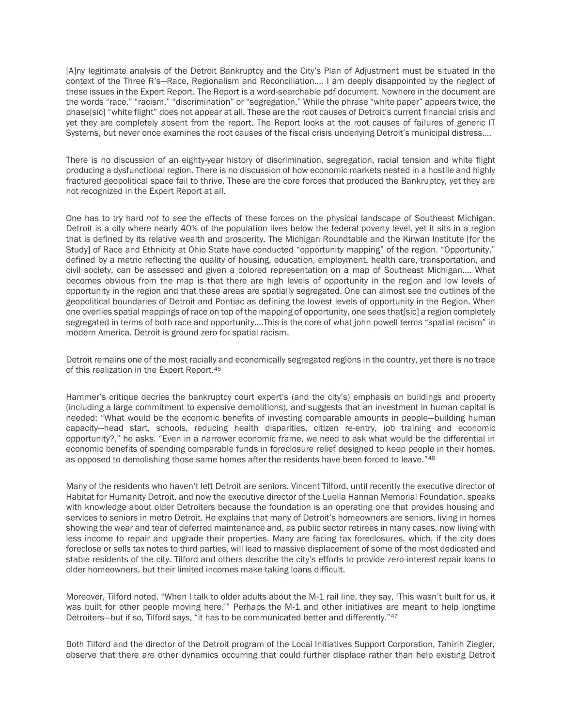[A]ny legitimate analysis of the Detroit Bankruptcy and the City's Plan of Adjustment must be situated in the context of the Three R's—Race, Regionalism and Reconciliation.... I am deeply disappointed by the neglect of these issues in the Expert Report. The Report is a word-searchable pdf document. Nowhere in the document are the words "race," "racism," "discrimination" or "segregation." While the phrase "white paper" appears twice, the phase[sic] "white flight" does not appear at all. These are the root causes of Detroit's current financial crisis and yet they are completely absent from the report. The Report looks at the root causes of failures of generic IT Systems, but never once examines the root causes of the fiscal crisis underlying Detroit's municipal distress....

There is no discussion of an eighty-year history of discrimination, segregation, racial tension and white flight producing a dysfunctional region. There is no discussion of how economic markets nested in a hostile and highly fractured geopolitical space fail to thrive. These are the core forces that produced the Bankruptcy, yet they are not recognized in the Expert Report at all.

One has to try hard *not to see* the effects of these forces on the physical landscape of Southeast Michigan. Detroit is a city where nearly 40% of the population lives below the federal poverty level, yet it sits in a region that is defined by its relative wealth and prosperity. The Michigan Roundtable and the Kirwan Institute [for the Study] of Race and Ethnicity at Ohio State have conducted "opportunity mapping" of the region. "Opportunity," defined by a metric reflecting the quality of housing, education, employment, health care, transportation, and civil society, can be assessed and given a colored representation on a map of Southeast Michigan.... What becomes obvious from the map is that there are high levels of opportunity in the region and low levels of opportunity in the region and that these areas are spatially segregated. One can almost see the outlines of the geopolitical boundaries of Detroit and Pontiac as defining the lowest levels of opportunity in the Region. When one overlies spatial mappings of race on top of the mapping of opportunity, one sees that[sic] a region completely segregated in terms of both race and opportunity....This is the core of what john powell terms "spatial racism" in modern America. Detroit is ground zero for spatial racism.

Detroit remains one of the most racially and economically segregated regions in the country, yet there is no trace of this realization in the Expert Report.[45]

Hammer's critique decries the bankruptcy court expert's (and the city's) emphasis on buildings and property (including a large commitment to expensive demolitions), and suggests that an investment in human capital is needed: "What would be the economic benefits of investing comparable amounts in people—building human capacity—head start, schools, reducing health disparities, citizen re-entry, job training and economic opportunity?," he asks. "Even in a narrower economic frame, we need to ask what would be the differential in economic benefits of spending comparable funds in foreclosure relief designed to keep people in their homes, as opposed to demolishing those same homes after the residents have been forced to leave."[46]

Many of the residents who haven't left Detroit are seniors. Vincent Tilford, until recently the executive director of Habitat for Humanity Detroit, and now the executive director of the Luella Hannan Memorial Foundation, speaks with knowledge about older Detroiters because the foundation is an operating one that provides housing and services to seniors in metro Detroit. He explains that many of Detroit's homeowners are seniors, living in homes showing the wear and tear of deferred maintenance and, as public sector retirees in many cases, now living with less income to repair and upgrade their properties. Many are facing tax foreclosures, which, if the city does foreclose or sells tax notes to third parties, will lead to massive displacement of some of the most dedicated and stable residents of the city. Tilford and others describe the city's efforts to provide zero-interest repair loans to older homeowners, but their limited incomes make taking loans difficult.

Moreover, Tilford noted, "When I talk to older adults about the M-1 rail line, they say, 'This wasn't built for us, it was built for other people moving here.'" Perhaps the M-1 and other initiatives are meant to help longtime Detroiters—but if so, Tilford says, "it has to be communicated better and differently."[47]

Both Tilford and the director of the Detroit program of the Local Initiatives Support Corporation, Tahirih Ziegler, observe that there are other dynamics occurring that could further displace rather than help existing Detroit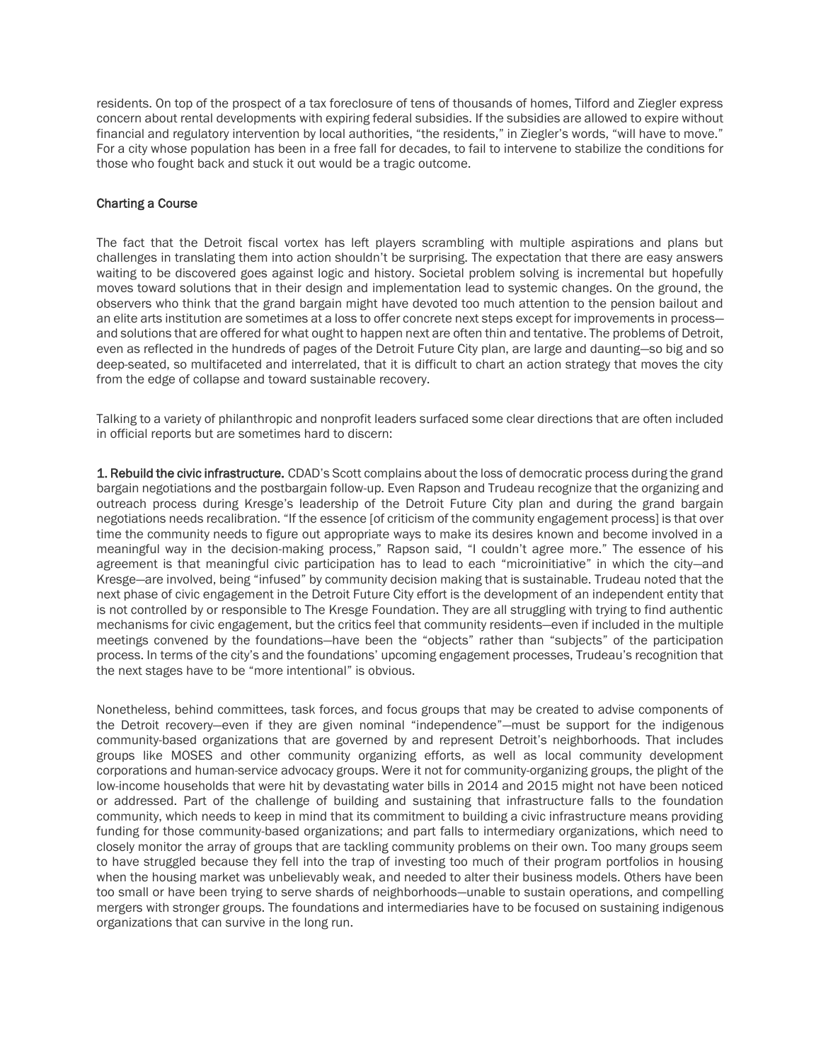residents. On top of the prospect of a tax foreclosure of tens of thousands of homes, Tilford and Ziegler express concern about rental developments with expiring federal subsidies. If the subsidies are allowed to expire without financial and regulatory intervention by local authorities, "the residents," in Ziegler's words, "will have to move." For a city whose population has been in a free fall for decades, to fail to intervene to stabilize the conditions for those who fought back and stuck it out would be a tragic outcome.

## Charting a Course

The fact that the Detroit fiscal vortex has left players scrambling with multiple aspirations and plans but challenges in translating them into action shouldn't be surprising. The expectation that there are easy answers waiting to be discovered goes against logic and history. Societal problem solving is incremental but hopefully moves toward solutions that in their design and implementation lead to systemic changes. On the ground, the observers who think that the grand bargain might have devoted too much attention to the pension bailout and an elite arts institution are sometimes at a loss to offer concrete next steps except for improvements in process—and solutions that are offered for what ought to happen next are often thin and tentative. The problems of Detroit, even as reflected in the hundreds of pages of the Detroit Future City plan, are large and daunting—so big and so deep-seated, so multifaceted and interrelated, that it is difficult to chart an action strategy that moves the city from the edge of collapse and toward sustainable recovery.

Talking to a variety of philanthropic and nonprofit leaders surfaced some clear directions that are often included in official reports but are sometimes hard to discern:

**1. Rebuild the civic infrastructure.** CDAD's Scott complains about the loss of democratic process during the grand bargain negotiations and the postbargain follow-up. Even Rapson and Trudeau recognize that the organizing and outreach process during Kresge's leadership of the Detroit Future City plan and during the grand bargain negotiations needs recalibration. "If the essence [of criticism of the community engagement process] is that over time the community needs to figure out appropriate ways to make its desires known and become involved in a meaningful way in the decision-making process," Rapson said, "I couldn't agree more." The essence of his agreement is that meaningful civic participation has to lead to each "microinitiative" in which the city—and Kresge—are involved, being "infused" by community decision making that is sustainable. Trudeau noted that the next phase of civic engagement in the Detroit Future City effort is the development of an independent entity that is not controlled by or responsible to The Kresge Foundation. They are all struggling with trying to find authentic mechanisms for civic engagement, but the critics feel that community residents—even if included in the multiple meetings convened by the foundations—have been the "objects" rather than "subjects" of the participation process. In terms of the city's and the foundations' upcoming engagement processes, Trudeau's recognition that the next stages have to be "more intentional" is obvious.

Nonetheless, behind committees, task forces, and focus groups that may be created to advise components of the Detroit recovery—even if they are given nominal "independence"—must be support for the indigenous community-based organizations that are governed by and represent Detroit's neighborhoods. That includes groups like MOSES and other community organizing efforts, as well as local community development corporations and human-service advocacy groups. Were it not for community-organizing groups, the plight of the low-income households that were hit by devastating water bills in 2014 and 2015 might not have been noticed or addressed. Part of the challenge of building and sustaining that infrastructure falls to the foundation community, which needs to keep in mind that its commitment to building a civic infrastructure means providing funding for those community-based organizations; and part falls to intermediary organizations, which need to closely monitor the array of groups that are tackling community problems on their own. Too many groups seem to have struggled because they fell into the trap of investing too much of their program portfolios in housing when the housing market was unbelievably weak, and needed to alter their business models. Others have been too small or have been trying to serve shards of neighborhoods—unable to sustain operations, and compelling mergers with stronger groups. The foundations and intermediaries have to be focused on sustaining indigenous organizations that can survive in the long run.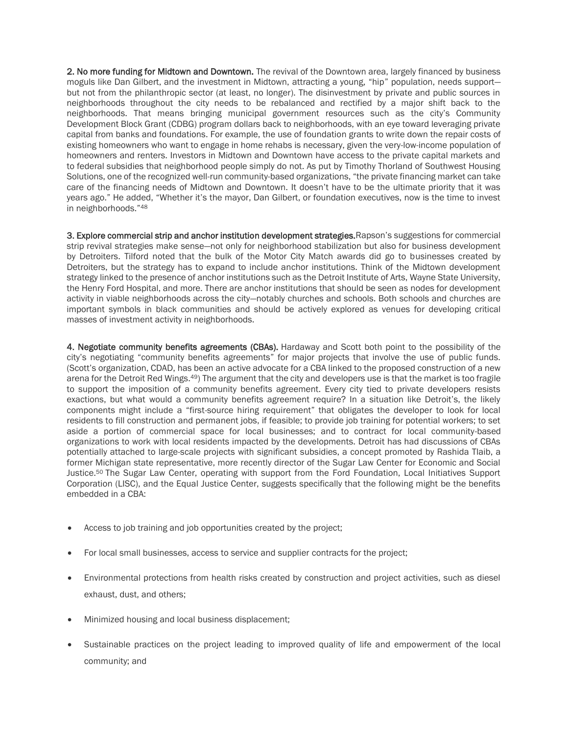**2. No more funding for Midtown and Downtown.** The revival of the Downtown area, largely financed by business moguls like Dan Gilbert, and the investment in Midtown, attracting a young, "hip" population, needs support—but not from the philanthropic sector (at least, no longer). The disinvestment by private and public sources in neighborhoods throughout the city needs to be rebalanced and rectified by a major shift back to the neighborhoods. That means bringing municipal government resources such as the city's Community Development Block Grant (CDBG) program dollars back to neighborhoods, with an eye toward leveraging private capital from banks and foundations. For example, the use of foundation grants to write down the repair costs of existing homeowners who want to engage in home rehabs is necessary, given the very-low-income population of homeowners and renters. Investors in Midtown and Downtown have access to the private capital markets and to federal subsidies that neighborhood people simply do not. As put by Timothy Thorland of Southwest Housing Solutions, one of the recognized well-run community-based organizations, "the private financing market can take care of the financing needs of Midtown and Downtown. It doesn't have to be the ultimate priority that it was years ago." He added, "Whether it's the mayor, Dan Gilbert, or foundation executives, now is the time to invest in neighborhoods."[48]

**3. Explore commercial strip and anchor institution development strategies.** Rapson's suggestions for commercial strip revival strategies make sense—not only for neighborhood stabilization but also for business development by Detroiters. Tilford noted that the bulk of the Motor City Match awards did go to businesses created by Detroiters, but the strategy has to expand to include anchor institutions. Think of the Midtown development strategy linked to the presence of anchor institutions such as the Detroit Institute of Arts, Wayne State University, the Henry Ford Hospital, and more. There are anchor institutions that should be seen as nodes for development activity in viable neighborhoods across the city—notably churches and schools. Both schools and churches are important symbols in black communities and should be actively explored as venues for developing critical masses of investment activity in neighborhoods.

**4. Negotiate community benefits agreements (CBAs).** Hardaway and Scott both point to the possibility of the city's negotiating "community benefits agreements" for major projects that involve the use of public funds. (Scott's organization, CDAD, has been an active advocate for a CBA linked to the proposed construction of a new arena for the Detroit Red Wings.[49]) The argument that the city and developers use is that the market is too fragile to support the imposition of a community benefits agreement. Every city tied to private developers resists exactions, but what would a community benefits agreement require? In a situation like Detroit's, the likely components might include a "first-source hiring requirement" that obligates the developer to look for local residents to fill construction and permanent jobs, if feasible; to provide job training for potential workers; to set aside a portion of commercial space for local businesses; and to contract for local community-based organizations to work with local residents impacted by the developments. Detroit has had discussions of CBAs potentially attached to large-scale projects with significant subsidies, a concept promoted by Rashida Tlaib, a former Michigan state representative, more recently director of the Sugar Law Center for Economic and Social Justice.[50] The Sugar Law Center, operating with support from the Ford Foundation, Local Initiatives Support Corporation (LISC), and the Equal Justice Center, suggests specifically that the following might be the benefits embedded in a CBA:

- Access to job training and job opportunities created by the project;
- For local small businesses, access to service and supplier contracts for the project;
- Environmental protections from health risks created by construction and project activities, such as diesel exhaust, dust, and others;
- Minimized housing and local business displacement;
- Sustainable practices on the project leading to improved quality of life and empowerment of the local community; and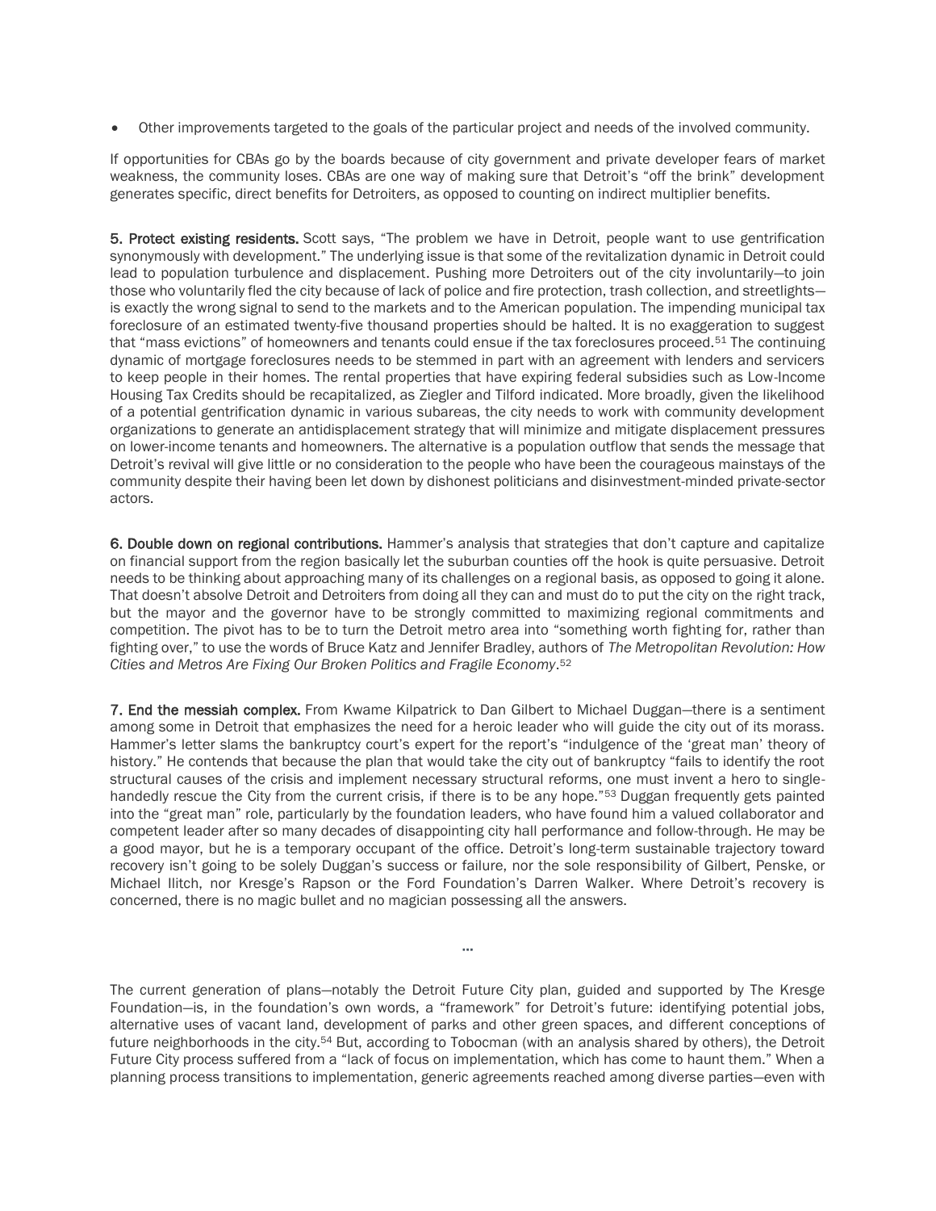- Other improvements targeted to the goals of the particular project and needs of the involved community.

If opportunities for CBAs go by the boards because of city government and private developer fears of market weakness, the community loses. CBAs are one way of making sure that Detroit's "off the brink" development generates specific, direct benefits for Detroiters, as opposed to counting on indirect multiplier benefits.

**5. Protect existing residents.** Scott says, "The problem we have in Detroit, people want to use gentrification synonymously with development." The underlying issue is that some of the revitalization dynamic in Detroit could lead to population turbulence and displacement. Pushing more Detroiters out of the city involuntarily—to join those who voluntarily fled the city because of lack of police and fire protection, trash collection, and streetlights—is exactly the wrong signal to send to the markets and to the American population. The impending municipal tax foreclosure of an estimated twenty-five thousand properties should be halted. It is no exaggeration to suggest that "mass evictions" of homeowners and tenants could ensue if the tax foreclosures proceed.[51] The continuing dynamic of mortgage foreclosures needs to be stemmed in part with an agreement with lenders and servicers to keep people in their homes. The rental properties that have expiring federal subsidies such as Low-Income Housing Tax Credits should be recapitalized, as Ziegler and Tilford indicated. More broadly, given the likelihood of a potential gentrification dynamic in various subareas, the city needs to work with community development organizations to generate an antidisplacement strategy that will minimize and mitigate displacement pressures on lower-income tenants and homeowners. The alternative is a population outflow that sends the message that Detroit's revival will give little or no consideration to the people who have been the courageous mainstays of the community despite their having been let down by dishonest politicians and disinvestment-minded private-sector actors.

**6. Double down on regional contributions.** Hammer's analysis that strategies that don't capture and capitalize on financial support from the region basically let the suburban counties off the hook is quite persuasive. Detroit needs to be thinking about approaching many of its challenges on a regional basis, as opposed to going it alone. That doesn't absolve Detroit and Detroiters from doing all they can and must do to put the city on the right track, but the mayor and the governor have to be strongly committed to maximizing regional commitments and competition. The pivot has to be to turn the Detroit metro area into "something worth fighting for, rather than fighting over," to use the words of Bruce Katz and Jennifer Bradley, authors of *The Metropolitan Revolution: How Cities and Metros Are Fixing Our Broken Politics and Fragile Economy*.[52]

**7. End the messiah complex.** From Kwame Kilpatrick to Dan Gilbert to Michael Duggan—there is a sentiment among some in Detroit that emphasizes the need for a heroic leader who will guide the city out of its morass. Hammer's letter slams the bankruptcy court's expert for the report's "indulgence of the 'great man' theory of history." He contends that because the plan that would take the city out of bankruptcy "fails to identify the root structural causes of the crisis and implement necessary structural reforms, one must invent a hero to single-handedly rescue the City from the current crisis, if there is to be any hope."[53] Duggan frequently gets painted into the "great man" role, particularly by the foundation leaders, who have found him a valued collaborator and competent leader after so many decades of disappointing city hall performance and follow-through. He may be a good mayor, but he is a temporary occupant of the office. Detroit's long-term sustainable trajectory toward recovery isn't going to be solely Duggan's success or failure, nor the sole responsibility of Gilbert, Penske, or Michael Ilitch, nor Kresge's Rapson or the Ford Foundation's Darren Walker. Where Detroit's recovery is concerned, there is no magic bullet and no magician possessing all the answers.

...

The current generation of plans—notably the Detroit Future City plan, guided and supported by The Kresge Foundation—is, in the foundation's own words, a "framework" for Detroit's future: identifying potential jobs, alternative uses of vacant land, development of parks and other green spaces, and different conceptions of future neighborhoods in the city.[54] But, according to Tobocman (with an analysis shared by others), the Detroit Future City process suffered from a "lack of focus on implementation, which has come to haunt them." When a planning process transitions to implementation, generic agreements reached among diverse parties—even with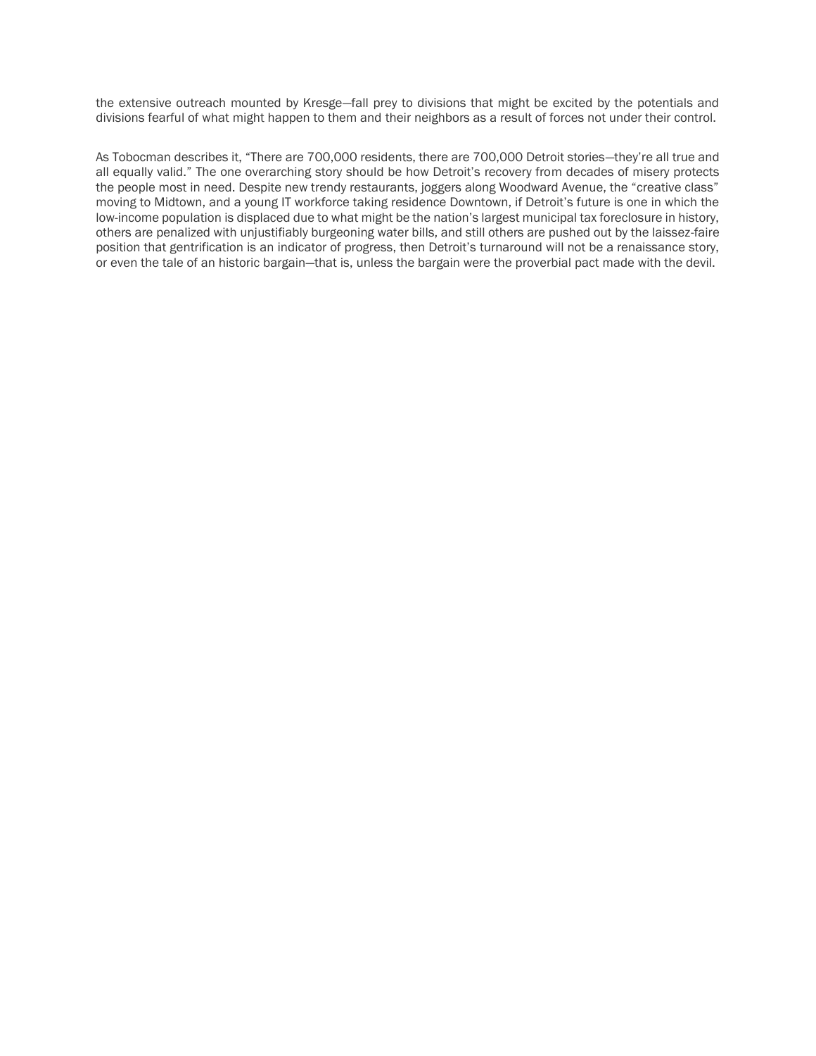the extensive outreach mounted by Kresge—fall prey to divisions that might be excited by the potentials and divisions fearful of what might happen to them and their neighbors as a result of forces not under their control.

As Tobocman describes it, “There are 700,000 residents, there are 700,000 Detroit stories—they’re all true and all equally valid.” The one overarching story should be how Detroit’s recovery from decades of misery protects the people most in need. Despite new trendy restaurants, joggers along Woodward Avenue, the “creative class” moving to Midtown, and a young IT workforce taking residence Downtown, if Detroit’s future is one in which the low-income population is displaced due to what might be the nation’s largest municipal tax foreclosure in history, others are penalized with unjustifiably burgeoning water bills, and still others are pushed out by the laissez-faire position that gentrification is an indicator of progress, then Detroit’s turnaround will not be a renaissance story, or even the tale of an historic bargain—that is, unless the bargain were the proverbial pact made with the devil.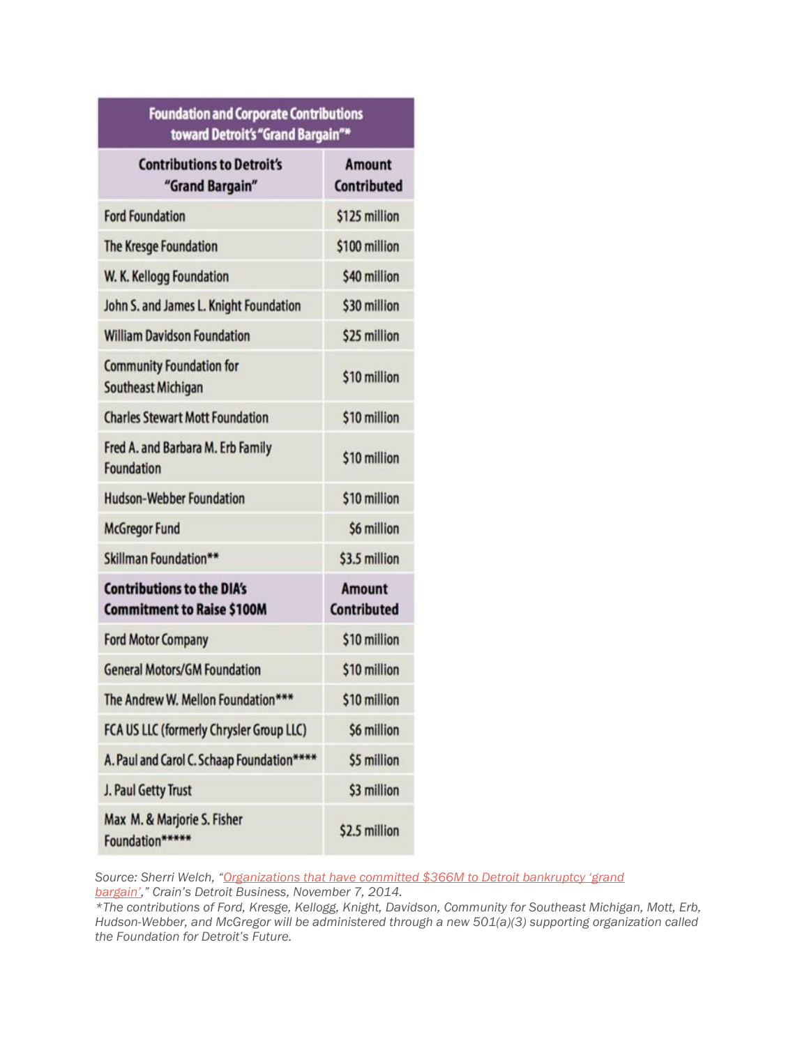| Foundation and Corporate Contributions toward Detroit's "Grand Bargain"* | |
|---|---|
| **Contributions to Detroit's "Grand Bargain"** | **Amount Contributed** |
| Ford Foundation | $125 million |
| The Kresge Foundation | $100 million |
| W. K. Kellogg Foundation | $40 million |
| John S. and James L. Knight Foundation | $30 million |
| William Davidson Foundation | $25 million |
| Community Foundation for Southeast Michigan | $10 million |
| Charles Stewart Mott Foundation | $10 million |
| Fred A. and Barbara M. Erb Family Foundation | $10 million |
| Hudson-Webber Foundation | $10 million |
| McGregor Fund | $6 million |
| Skillman Foundation** | $3.5 million |
| **Contributions to the DIA's Commitment to Raise $100M** | **Amount Contributed** |
| Ford Motor Company | $10 million |
| General Motors/GM Foundation | $10 million |
| The Andrew W. Mellon Foundation*** | $10 million |
| FCA US LLC (formerly Chrysler Group LLC) | $6 million |
| A. Paul and Carol C. Schaap Foundation**** | $5 million |
| J. Paul Getty Trust | $3 million |
| Max M. & Marjorie S. Fisher Foundation***** | $2.5 million |

*Source: Sherri Welch, "Organizations that have committed $366M to Detroit bankruptcy 'grand bargain'," Crain's Detroit Business, November 7, 2014.*
*\*The contributions of Ford, Kresge, Kellogg, Knight, Davidson, Community for Southeast Michigan, Mott, Erb, Hudson-Webber, and McGregor will be administered through a new 501(a)(3) supporting organization called the Foundation for Detroit's Future.*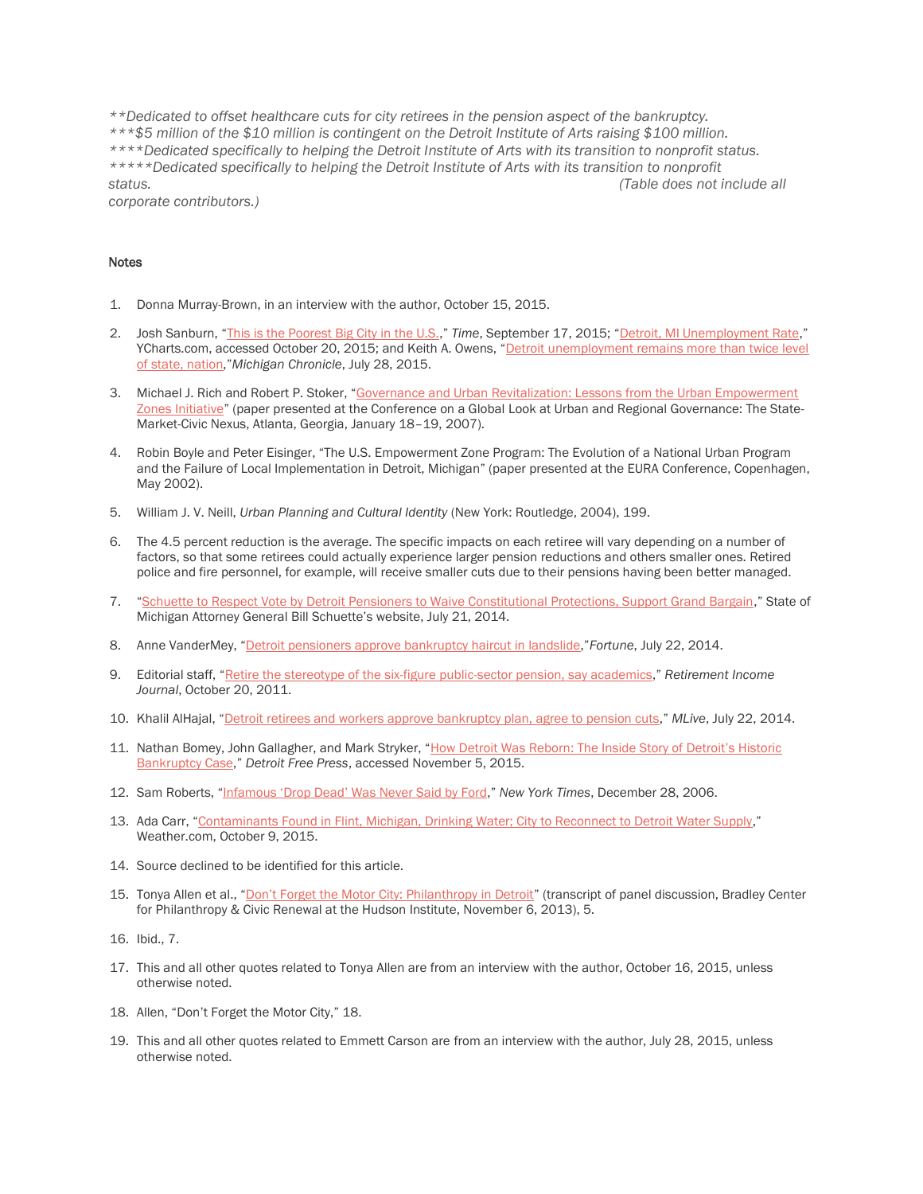*\*\*Dedicated to offset healthcare cuts for city retirees in the pension aspect of the bankruptcy.*
*\*\*\*$5 million of the $10 million is contingent on the Detroit Institute of Arts raising $100 million.*
*\*\*\*\*Dedicated specifically to helping the Detroit Institute of Arts with its transition to nonprofit status.*
*\*\*\*\*\*Dedicated specifically to helping the Detroit Institute of Arts with its transition to nonprofit status.* *(Table does not include all corporate contributors.)*

**Notes**

1. Donna Murray-Brown, in an interview with the author, October 15, 2015.

2. Josh Sanburn, "This is the Poorest Big City in the U.S.," *Time*, September 17, 2015; "Detroit, MI Unemployment Rate," YCharts.com, accessed October 20, 2015; and Keith A. Owens, "Detroit unemployment remains more than twice level of state, nation,"*Michigan Chronicle*, July 28, 2015.

3. Michael J. Rich and Robert P. Stoker, "Governance and Urban Revitalization: Lessons from the Urban Empowerment Zones Initiative" (paper presented at the Conference on a Global Look at Urban and Regional Governance: The State-Market-Civic Nexus, Atlanta, Georgia, January 18–19, 2007).

4. Robin Boyle and Peter Eisinger, "The U.S. Empowerment Zone Program: The Evolution of a National Urban Program and the Failure of Local Implementation in Detroit, Michigan" (paper presented at the EURA Conference, Copenhagen, May 2002).

5. William J. V. Neill, *Urban Planning and Cultural Identity* (New York: Routledge, 2004), 199.

6. The 4.5 percent reduction is the average. The specific impacts on each retiree will vary depending on a number of factors, so that some retirees could actually experience larger pension reductions and others smaller ones. Retired police and fire personnel, for example, will receive smaller cuts due to their pensions having been better managed.

7. "Schuette to Respect Vote by Detroit Pensioners to Waive Constitutional Protections, Support Grand Bargain," State of Michigan Attorney General Bill Schuette's website, July 21, 2014.

8. Anne VanderMey, "Detroit pensioners approve bankruptcy haircut in landslide,"*Fortune*, July 22, 2014.

9. Editorial staff, "Retire the stereotype of the six-figure public-sector pension, say academics," *Retirement Income Journal*, October 20, 2011.

10. Khalil AlHajal, "Detroit retirees and workers approve bankruptcy plan, agree to pension cuts," *MLive*, July 22, 2014.

11. Nathan Bomey, John Gallagher, and Mark Stryker, "How Detroit Was Reborn: The Inside Story of Detroit's Historic Bankruptcy Case," *Detroit Free Press*, accessed November 5, 2015.

12. Sam Roberts, "Infamous 'Drop Dead' Was Never Said by Ford," *New York Times*, December 28, 2006.

13. Ada Carr, "Contaminants Found in Flint, Michigan, Drinking Water; City to Reconnect to Detroit Water Supply," Weather.com, October 9, 2015.

14. Source declined to be identified for this article.

15. Tonya Allen et al., "Don't Forget the Motor City: Philanthropy in Detroit" (transcript of panel discussion, Bradley Center for Philanthropy & Civic Renewal at the Hudson Institute, November 6, 2013), 5.

16. Ibid., 7.

17. This and all other quotes related to Tonya Allen are from an interview with the author, October 16, 2015, unless otherwise noted.

18. Allen, "Don't Forget the Motor City," 18.

19. This and all other quotes related to Emmett Carson are from an interview with the author, July 28, 2015, unless otherwise noted.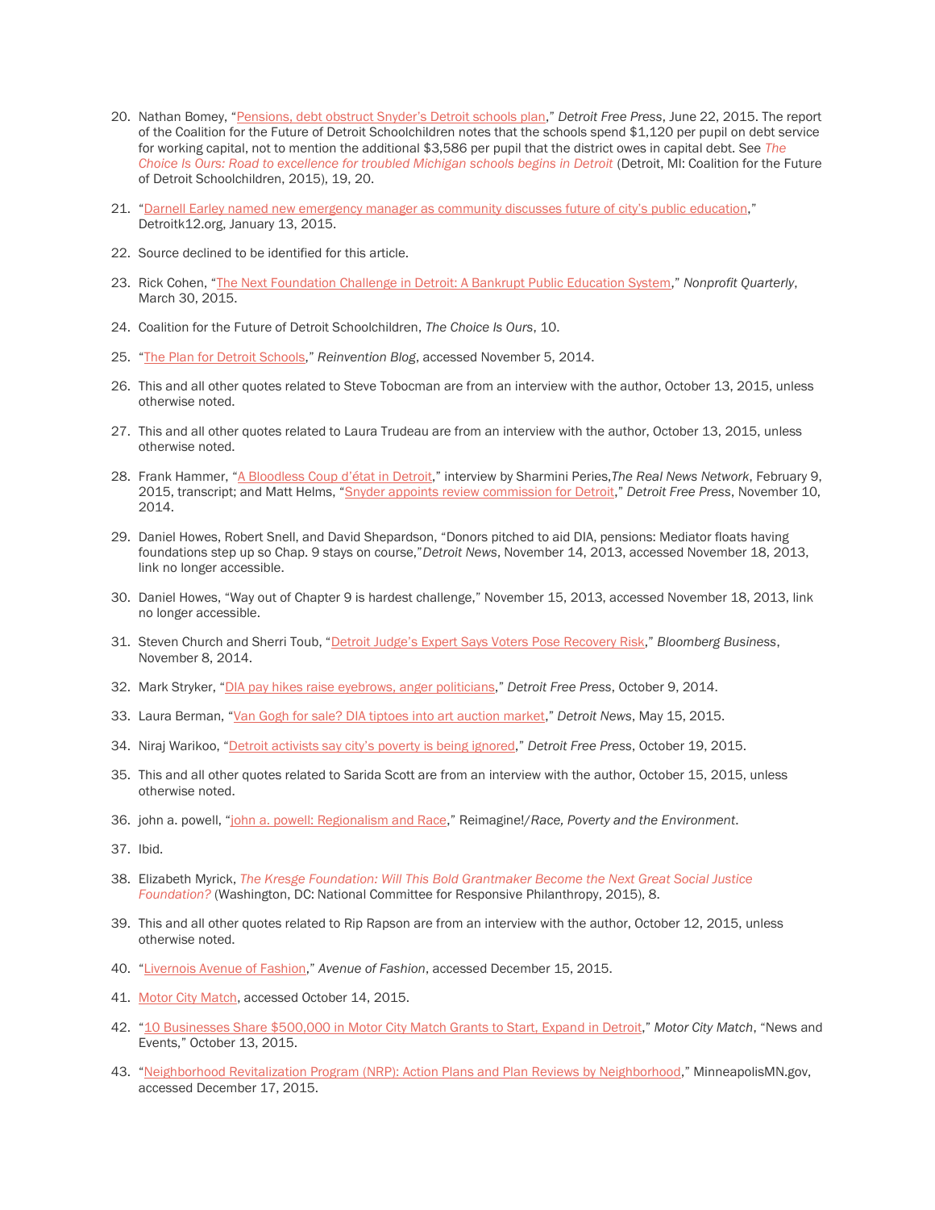20. Nathan Bomey, "Pensions, debt obstruct Snyder's Detroit schools plan," *Detroit Free Press*, June 22, 2015. The report of the Coalition for the Future of Detroit Schoolchildren notes that the schools spend $1,120 per pupil on debt service for working capital, not to mention the additional $3,586 per pupil that the district owes in capital debt. See *The Choice Is Ours: Road to excellence for troubled Michigan schools begins in Detroit* (Detroit, MI: Coalition for the Future of Detroit Schoolchildren, 2015), 19, 20.

21. "Darnell Earley named new emergency manager as community discusses future of city's public education," Detroitk12.org, January 13, 2015.

22. Source declined to be identified for this article.

23. Rick Cohen, "The Next Foundation Challenge in Detroit: A Bankrupt Public Education System," *Nonprofit Quarterly*, March 30, 2015.

24. Coalition for the Future of Detroit Schoolchildren, *The Choice Is Ours*, 10.

25. "The Plan for Detroit Schools," *Reinvention Blog*, accessed November 5, 2014.

26. This and all other quotes related to Steve Tobocman are from an interview with the author, October 13, 2015, unless otherwise noted.

27. This and all other quotes related to Laura Trudeau are from an interview with the author, October 13, 2015, unless otherwise noted.

28. Frank Hammer, "A Bloodless Coup d'état in Detroit," interview by Sharmini Peries,*The Real News Network*, February 9, 2015, transcript; and Matt Helms, "Snyder appoints review commission for Detroit," *Detroit Free Press*, November 10, 2014.

29. Daniel Howes, Robert Snell, and David Shepardson, "Donors pitched to aid DIA, pensions: Mediator floats having foundations step up so Chap. 9 stays on course,"*Detroit News*, November 14, 2013, accessed November 18, 2013, link no longer accessible.

30. Daniel Howes, "Way out of Chapter 9 is hardest challenge," November 15, 2013, accessed November 18, 2013, link no longer accessible.

31. Steven Church and Sherri Toub, "Detroit Judge's Expert Says Voters Pose Recovery Risk," *Bloomberg Business*, November 8, 2014.

32. Mark Stryker, "DIA pay hikes raise eyebrows, anger politicians," *Detroit Free Press*, October 9, 2014.

33. Laura Berman, "Van Gogh for sale? DIA tiptoes into art auction market," *Detroit News*, May 15, 2015.

34. Niraj Warikoo, "Detroit activists say city's poverty is being ignored," *Detroit Free Press*, October 19, 2015.

35. This and all other quotes related to Sarida Scott are from an interview with the author, October 15, 2015, unless otherwise noted.

36. john a. powell, "john a. powell: Regionalism and Race," Reimagine!/*Race, Poverty and the Environment*.

37. Ibid.

38. Elizabeth Myrick, *The Kresge Foundation: Will This Bold Grantmaker Become the Next Great Social Justice Foundation?* (Washington, DC: National Committee for Responsive Philanthropy, 2015), 8.

39. This and all other quotes related to Rip Rapson are from an interview with the author, October 12, 2015, unless otherwise noted.

40. "Livernois Avenue of Fashion," *Avenue of Fashion*, accessed December 15, 2015.

41. Motor City Match, accessed October 14, 2015.

42. "10 Businesses Share $500,000 in Motor City Match Grants to Start, Expand in Detroit," *Motor City Match*, "News and Events," October 13, 2015.

43. "Neighborhood Revitalization Program (NRP): Action Plans and Plan Reviews by Neighborhood," MinneapolisMN.gov, accessed December 17, 2015.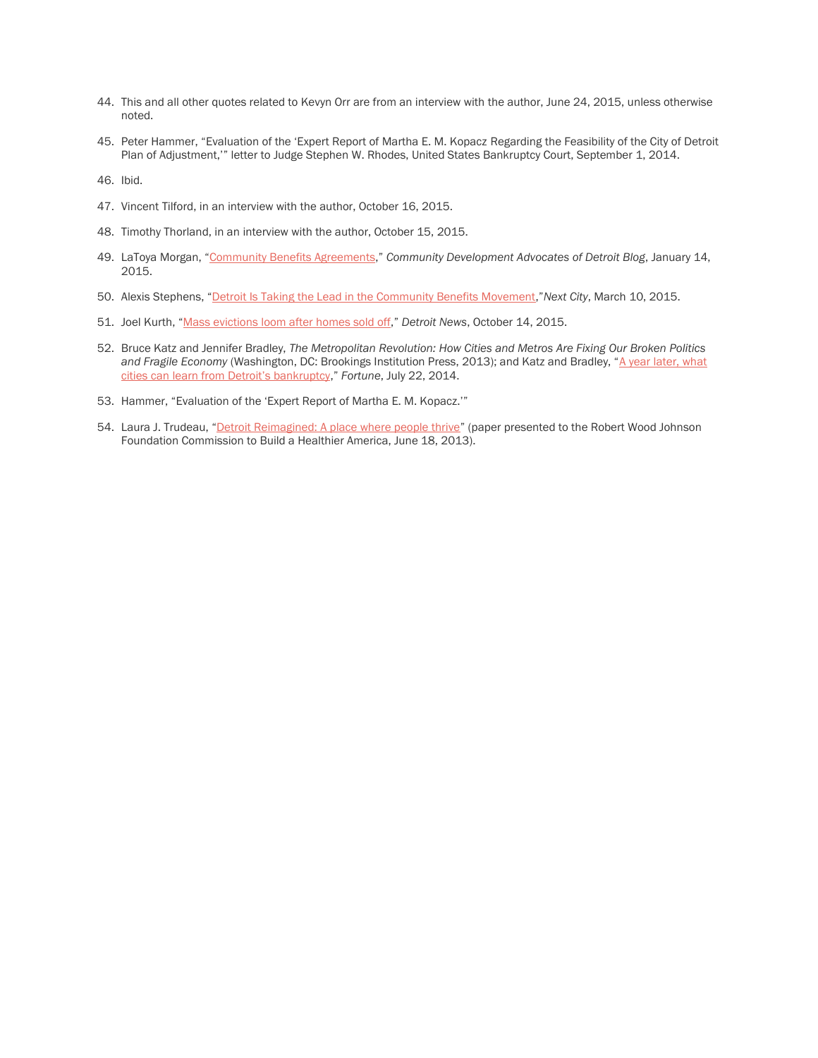44. This and all other quotes related to Kevyn Orr are from an interview with the author, June 24, 2015, unless otherwise noted.

45. Peter Hammer, "Evaluation of the 'Expert Report of Martha E. M. Kopacz Regarding the Feasibility of the City of Detroit Plan of Adjustment,'" letter to Judge Stephen W. Rhodes, United States Bankruptcy Court, September 1, 2014.

46. Ibid.

47. Vincent Tilford, in an interview with the author, October 16, 2015.

48. Timothy Thorland, in an interview with the author, October 15, 2015.

49. LaToya Morgan, "Community Benefits Agreements," *Community Development Advocates of Detroit Blog*, January 14, 2015.

50. Alexis Stephens, "Detroit Is Taking the Lead in the Community Benefits Movement,"*Next City*, March 10, 2015.

51. Joel Kurth, "Mass evictions loom after homes sold off," *Detroit News*, October 14, 2015.

52. Bruce Katz and Jennifer Bradley, *The Metropolitan Revolution: How Cities and Metros Are Fixing Our Broken Politics and Fragile Economy* (Washington, DC: Brookings Institution Press, 2013); and Katz and Bradley, "A year later, what cities can learn from Detroit's bankruptcy," *Fortune*, July 22, 2014.

53. Hammer, "Evaluation of the 'Expert Report of Martha E. M. Kopacz.'"

54. Laura J. Trudeau, "Detroit Reimagined: A place where people thrive" (paper presented to the Robert Wood Johnson Foundation Commission to Build a Healthier America, June 18, 2013).